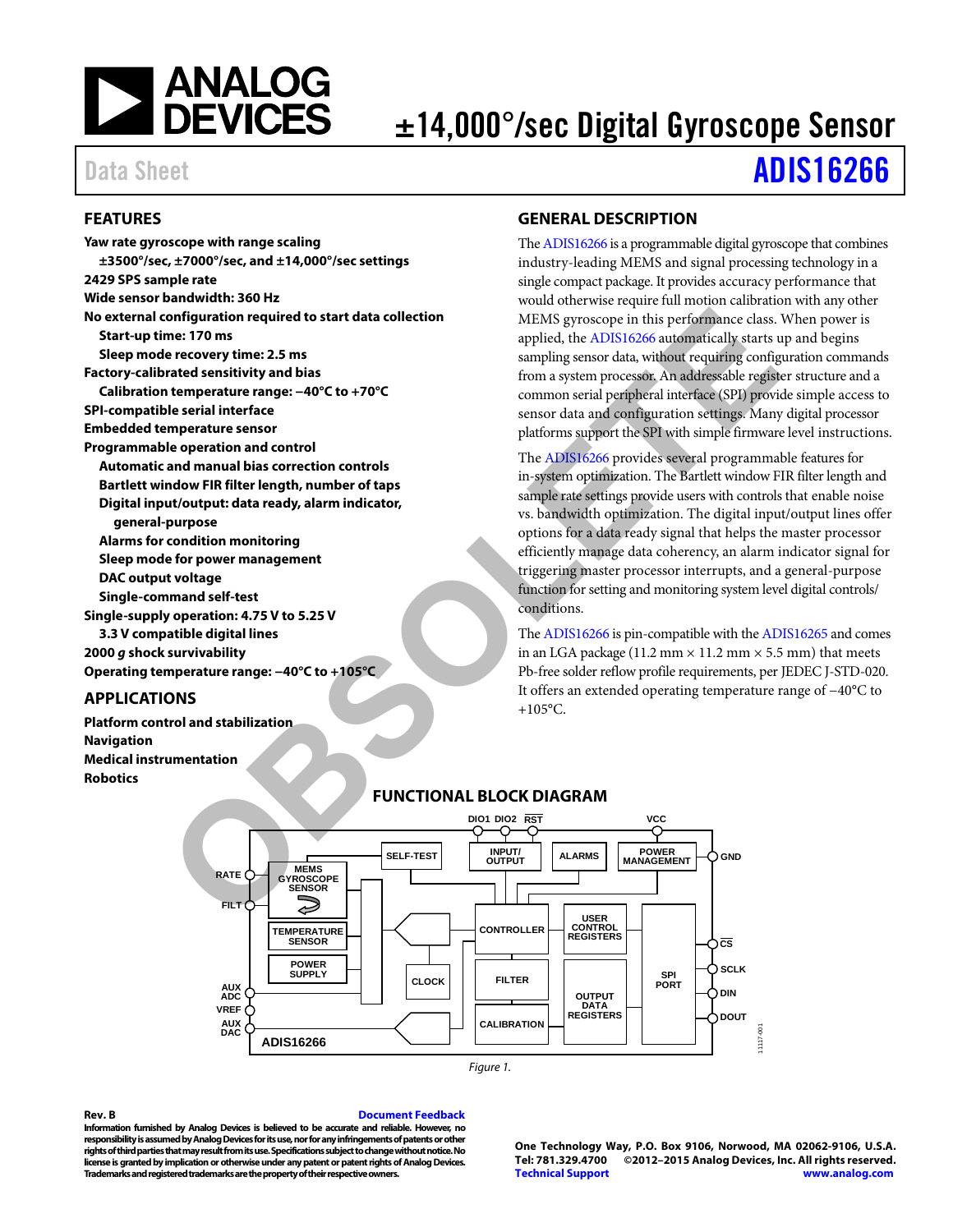# ±14,000°/sec Digital Gyroscope Sensor

Data Sheet **ADIS16266**

## FEATURES

- Yaw rate gyroscope with range scaling
  - ±3500°/sec, ±7000°/sec, and ±14,000°/sec settings
- 2429 SPS sample rate
- Wide sensor bandwidth: 360 Hz
- No external configuration required to start data collection
  - Start-up time: 170 ms
  - Sleep mode recovery time: 2.5 ms
- Factory-calibrated sensitivity and bias
  - Calibration temperature range: −40°C to +70°C
- SPI-compatible serial interface
- Embedded temperature sensor
- Programmable operation and control
  - Automatic and manual bias correction controls
  - Bartlett window FIR filter length, number of taps
  - Digital input/output: data ready, alarm indicator, general-purpose
  - Alarms for condition monitoring
  - Sleep mode for power management
  - DAC output voltage
  - Single-command self-test
- Single-supply operation: 4.75 V to 5.25 V
  - 3.3 V compatible digital lines
- 2000 *g* shock survivability
- Operating temperature range: −40°C to +105°C

## APPLICATIONS

- Platform control and stabilization
- Navigation
- Medical instrumentation
- Robotics

## GENERAL DESCRIPTION

The ADIS16266 is a programmable digital gyroscope that combines industry-leading MEMS and signal processing technology in a single compact package. It provides accuracy performance that would otherwise require full motion calibration with any other MEMS gyroscope in this performance class. When power is applied, the ADIS16266 automatically starts up and begins sampling sensor data, without requiring configuration commands from a system processor. An addressable register structure and a common serial peripheral interface (SPI) provide simple access to sensor data and configuration settings. Many digital processor platforms support the SPI with simple firmware level instructions.

The ADIS16266 provides several programmable features for in-system optimization. The Bartlett window FIR filter length and sample rate settings provide users with controls that enable noise vs. bandwidth optimization. The digital input/output lines offer options for a data ready signal that helps the master processor efficiently manage data coherency, an alarm indicator signal for triggering master processor interrupts, and a general-purpose function for setting and monitoring system level digital controls/conditions.

The ADIS16266 is pin-compatible with the ADIS16265 and comes in an LGA package (11.2 mm × 11.2 mm × 5.5 mm) that meets Pb-free solder reflow profile requirements, per JEDEC J-STD-020. It offers an extended operating temperature range of −40°C to +105°C.

## FUNCTIONAL BLOCK DIAGRAM

Figure 1.

Rev. B

Information furnished by Analog Devices is believed to be accurate and reliable. However, no responsibility is assumed by Analog Devices for its use, nor for any infringements of patents or other rights of third parties that may result from its use. Specifications subject to change without notice. No license is granted by implication or otherwise under any patent or patent rights of Analog Devices. Trademarks and registered trademarks are the property of their respective owners.

One Technology Way, P.O. Box 9106, Norwood, MA 02062-9106, U.S.A.
Tel: 781.329.4700 ©2012–2015 Analog Devices, Inc. All rights reserved.
Technical Support www.analog.com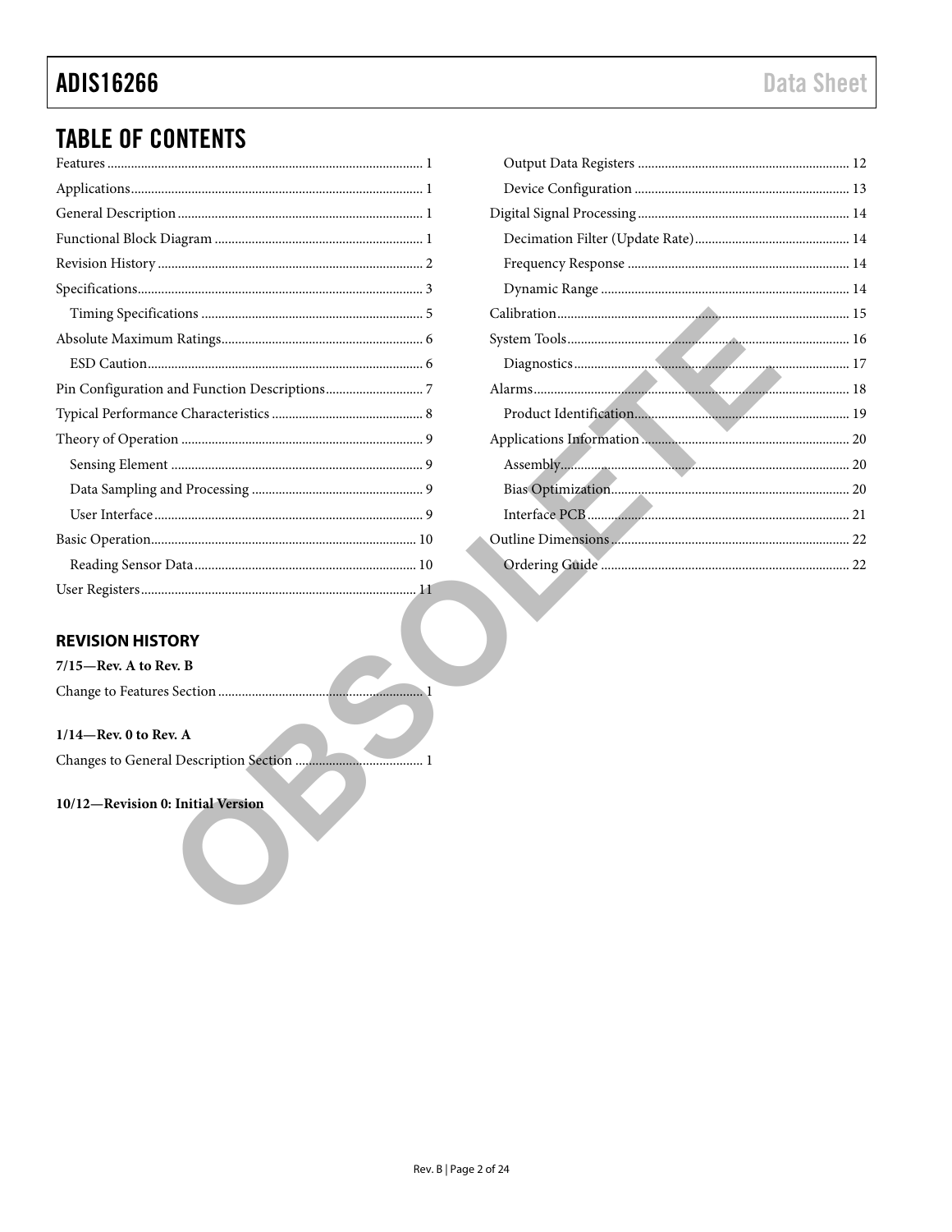## TABLE OF CONTENTS

Features ... 1
Applications ... 1
General Description ... 1
Functional Block Diagram ... 1
Revision History ... 2
Specifications ... 3
  Timing Specifications ... 5
Absolute Maximum Ratings ... 6
  ESD Caution ... 6
Pin Configuration and Function Descriptions ... 7
Typical Performance Characteristics ... 8
Theory of Operation ... 9
  Sensing Element ... 9
  Data Sampling and Processing ... 9
  User Interface ... 9
Basic Operation ... 10
  Reading Sensor Data ... 10
User Registers ... 11
  Output Data Registers ... 12
  Device Configuration ... 13
Digital Signal Processing ... 14
  Decimation Filter (Update Rate) ... 14
  Frequency Response ... 14
  Dynamic Range ... 14
Calibration ... 15
System Tools ... 16
  Diagnostics ... 17
Alarms ... 18
  Product Identification ... 19
Applications Information ... 20
  Assembly ... 20
  Bias Optimization ... 20
  Interface PCB ... 21
Outline Dimensions ... 22
  Ordering Guide ... 22

### REVISION HISTORY

**7/15—Rev. A to Rev. B**

Change to Features Section ... 1

**1/14—Rev. 0 to Rev. A**

Changes to General Description Section ... 1

**10/12—Revision 0: Initial Version**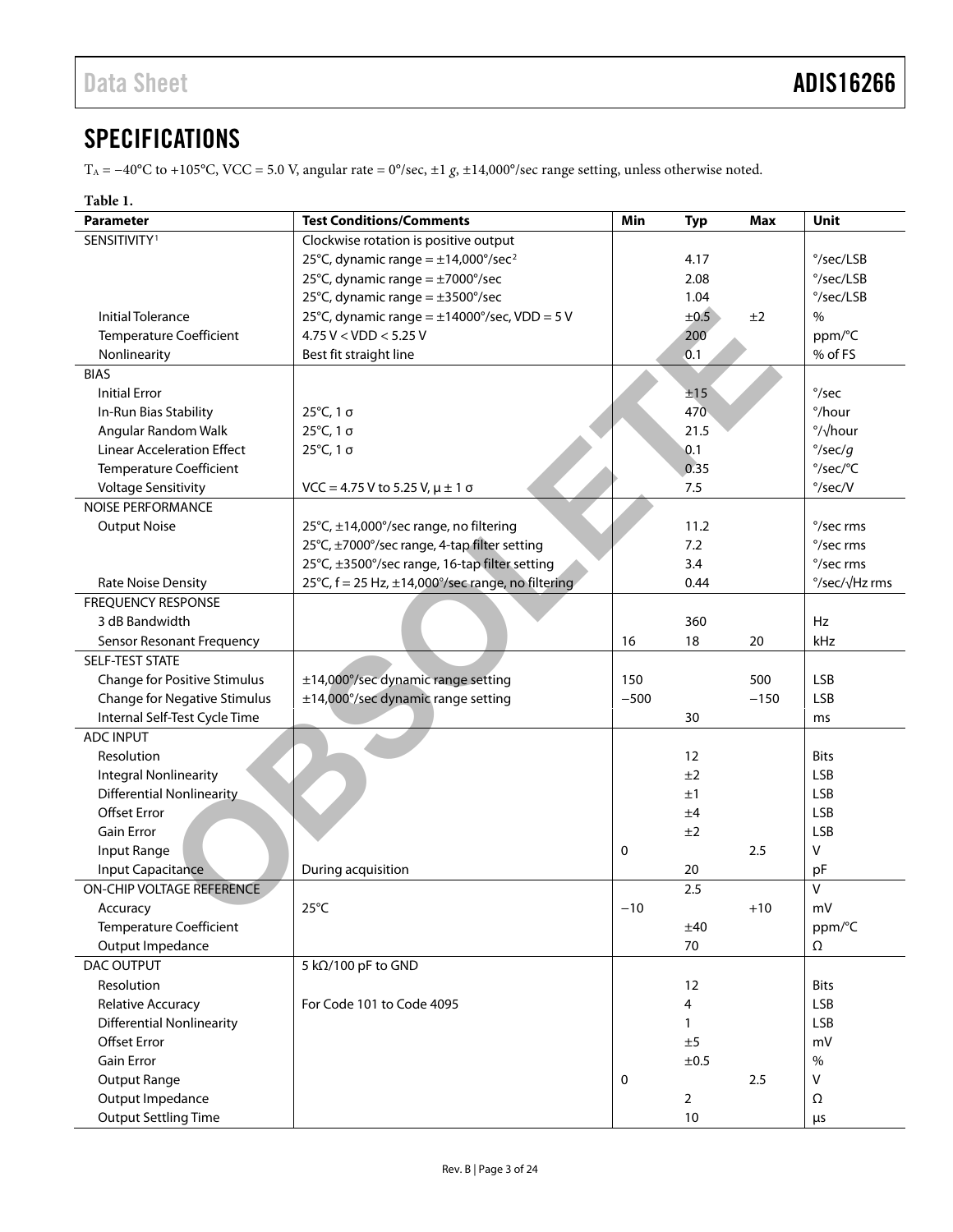## SPECIFICATIONS

$T_A$ = −40°C to +105°C, VCC = 5.0 V, angular rate = 0°/sec, ±1 *g*, ±14,000°/sec range setting, unless otherwise noted.

**Table 1.**

| Parameter | Test Conditions/Comments | Min | Typ | Max | Unit |
|---|---|---|---|---|---|
| SENSITIVITY[1] | Clockwise rotation is positive output | | | | |
| | 25°C, dynamic range = ±14,000°/sec[2] | | 4.17 | | °/sec/LSB |
| | 25°C, dynamic range = ±7000°/sec | | 2.08 | | °/sec/LSB |
| | 25°C, dynamic range = ±3500°/sec | | 1.04 | | °/sec/LSB |
| Initial Tolerance | 25°C, dynamic range = ±14000°/sec, VDD = 5 V | | ±0.5 | ±2 | % |
| Temperature Coefficient | 4.75 V < VDD < 5.25 V | | 200 | | ppm/°C |
| Nonlinearity | Best fit straight line | | 0.1 | | % of FS |
| BIAS | | | | | |
| Initial Error | | | ±15 | | °/sec |
| In-Run Bias Stability | 25°C, 1 σ | | 470 | | °/hour |
| Angular Random Walk | 25°C, 1 σ | | 21.5 | | °/√hour |
| Linear Acceleration Effect | 25°C, 1 σ | | 0.1 | | °/sec/*g* |
| Temperature Coefficient | | | 0.35 | | °/sec/°C |
| Voltage Sensitivity | VCC = 4.75 V to 5.25 V, μ ± 1 σ | | 7.5 | | °/sec/V |
| NOISE PERFORMANCE | | | | | |
| Output Noise | 25°C, ±14,000°/sec range, no filtering | | 11.2 | | °/sec rms |
| | 25°C, ±7000°/sec range, 4-tap filter setting | | 7.2 | | °/sec rms |
| | 25°C, ±3500°/sec range, 16-tap filter setting | | 3.4 | | °/sec rms |
| Rate Noise Density | 25°C, f = 25 Hz, ±14,000°/sec range, no filtering | | 0.44 | | °/sec/√Hz rms |
| FREQUENCY RESPONSE | | | | | |
| 3 dB Bandwidth | | | 360 | | Hz |
| Sensor Resonant Frequency | | 16 | 18 | 20 | kHz |
| SELF-TEST STATE | | | | | |
| Change for Positive Stimulus | ±14,000°/sec dynamic range setting | 150 | | 500 | LSB |
| Change for Negative Stimulus | ±14,000°/sec dynamic range setting | −500 | | −150 | LSB |
| Internal Self-Test Cycle Time | | | 30 | | ms |
| ADC INPUT | | | | | |
| Resolution | | | 12 | | Bits |
| Integral Nonlinearity | | | ±2 | | LSB |
| Differential Nonlinearity | | | ±1 | | LSB |
| Offset Error | | | ±4 | | LSB |
| Gain Error | | | ±2 | | LSB |
| Input Range | | 0 | | 2.5 | V |
| Input Capacitance | During acquisition | | 20 | | pF |
| ON-CHIP VOLTAGE REFERENCE | | | 2.5 | | V |
| Accuracy | 25°C | −10 | | +10 | mV |
| Temperature Coefficient | | | ±40 | | ppm/°C |
| Output Impedance | | | 70 | | Ω |
| DAC OUTPUT | 5 kΩ/100 pF to GND | | | | |
| Resolution | | | 12 | | Bits |
| Relative Accuracy | For Code 101 to Code 4095 | | 4 | | LSB |
| Differential Nonlinearity | | | 1 | | LSB |
| Offset Error | | | ±5 | | mV |
| Gain Error | | | ±0.5 | | % |
| Output Range | | 0 | | 2.5 | V |
| Output Impedance | | | 2 | | Ω |
| Output Settling Time | | | 10 | | μs |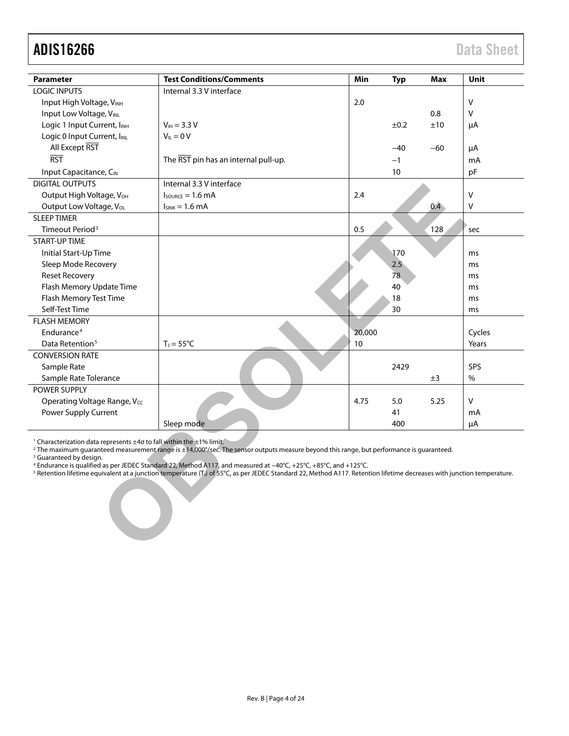| Parameter | Test Conditions/Comments | Min | Typ | Max | Unit |
|---|---|---|---|---|---|
| LOGIC INPUTS | Internal 3.3 V interface | | | | |
| Input High Voltage, $V_{INH}$ | | 2.0 | | | V |
| Input Low Voltage, $V_{INL}$ | | | | 0.8 | V |
| Logic 1 Input Current, $I_{INH}$ | $V_{IH}$ = 3.3 V | | ±0.2 | ±10 | μA |
| Logic 0 Input Current, $I_{INL}$ | $V_{IL}$ = 0 V | | | | |
| All Except $\overline{RST}$ | | | −40 | −60 | μA |
| $\overline{RST}$ | The $\overline{RST}$ pin has an internal pull-up. | | −1 | | mA |
| Input Capacitance, $C_{IN}$ | | | 10 | | pF |
| DIGITAL OUTPUTS | Internal 3.3 V interface | | | | |
| Output High Voltage, $V_{OH}$ | $I_{SOURCE}$ = 1.6 mA | 2.4 | | | V |
| Output Low Voltage, $V_{OL}$ | $I_{SINK}$ = 1.6 mA | | | 0.4 | V |
| SLEEP TIMER | | | | | |
| Timeout Period[3] | | 0.5 | | 128 | sec |
| START-UP TIME | | | | | |
| Initial Start-Up Time | | | 170 | | ms |
| Sleep Mode Recovery | | | 2.5 | | ms |
| Reset Recovery | | | 78 | | ms |
| Flash Memory Update Time | | | 40 | | ms |
| Flash Memory Test Time | | | 18 | | ms |
| Self-Test Time | | | 30 | | ms |
| FLASH MEMORY | | | | | |
| Endurance[4] | | 20,000 | | | Cycles |
| Data Retention[5] | $T_J$ = 55°C | 10 | | | Years |
| CONVERSION RATE | | | | | |
| Sample Rate | | | 2429 | | SPS |
| Sample Rate Tolerance | | | | ±3 | % |
| POWER SUPPLY | | | | | |
| Operating Voltage Range, $V_{CC}$ | | 4.75 | 5.0 | 5.25 | V |
| Power Supply Current | | | 41 | | mA |
| | Sleep mode | | 400 | | μA |

[1] Characterization data represents ±4σ to fall within the ±1% limit.
[2] The maximum guaranteed measurement range is ±14,000°/sec. The sensor outputs measure beyond this range, but performance is guaranteed.
[3] Guaranteed by design.
[4] Endurance is qualified as per JEDEC Standard 22, Method A117, and measured at −40°C, +25°C, +85°C, and +125°C.
[5] Retention lifetime equivalent at a junction temperature ($T_J$) of 55°C, as per JEDEC Standard 22, Method A117. Retention lifetime decreases with junction temperature.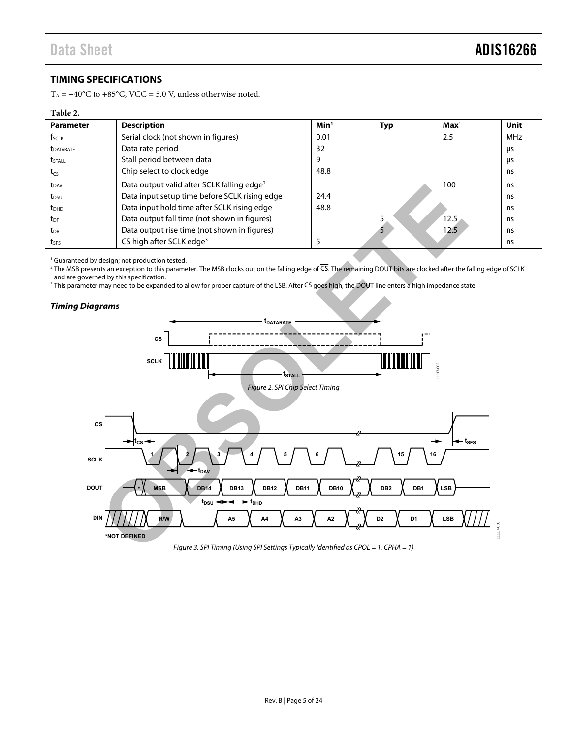## TIMING SPECIFICATIONS

$T_A$ = −40°C to +85°C, VCC = 5.0 V, unless otherwise noted.

**Table 2.**

| Parameter | Description | Min[1] | Typ | Max[1] | Unit |
|---|---|---|---|---|---|
| $f_{SCLK}$ | Serial clock (not shown in figures) | 0.01 | | 2.5 | MHz |
| $t_{DATARATE}$ | Data rate period | 32 | | | µs |
| $t_{STALL}$ | Stall period between data | 9 | | | µs |
| $t_{\overline{CS}}$ | Chip select to clock edge | 48.8 | | | ns |
| $t_{DAV}$ | Data output valid after SCLK falling edge[2] | | | 100 | ns |
| $t_{DSU}$ | Data input setup time before SCLK rising edge | 24.4 | | | ns |
| $t_{DHD}$ | Data input hold time after SCLK rising edge | 48.8 | | | ns |
| $t_{DF}$ | Data output fall time (not shown in figures) | | 5 | 12.5 | ns |
| $t_{DR}$ | Data output rise time (not shown in figures) | | 5 | 12.5 | ns |
| $t_{SFS}$ | $\overline{CS}$ high after SCLK edge[3] | 5 | | | ns |

[1] Guaranteed by design; not production tested.

[2] The MSB presents an exception to this parameter. The MSB clocks out on the falling edge of $\overline{CS}$. The remaining DOUT bits are clocked after the falling edge of SCLK and are governed by this specification.

[3] This parameter may need to be expanded to allow for proper capture of the LSB. After $\overline{CS}$ goes high, the DOUT line enters a high impedance state.

### *Timing Diagrams*

*Figure 2. SPI Chip Select Timing*

*Figure 3. SPI Timing (Using SPI Settings Typically Identified as CPOL = 1, CPHA = 1)*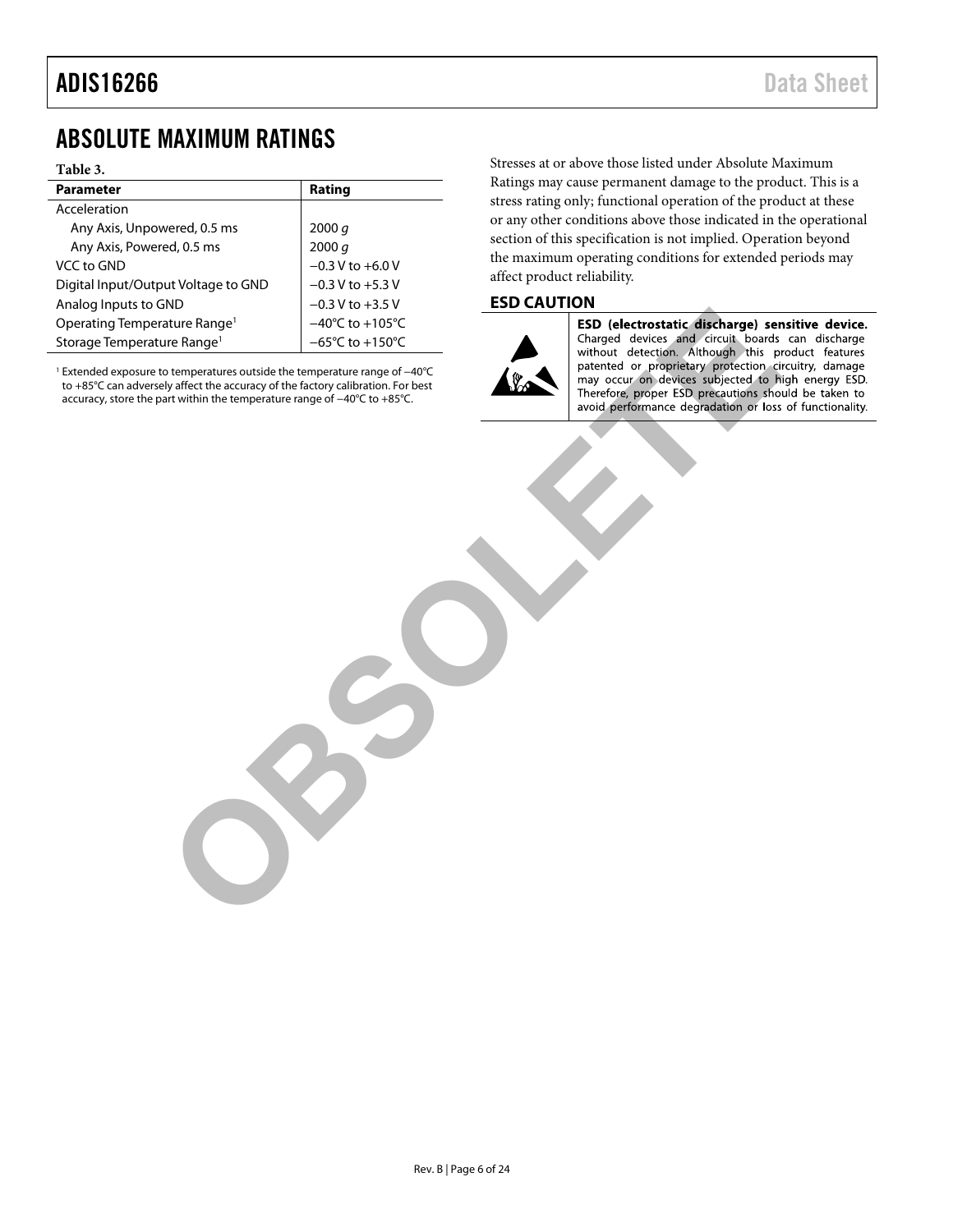# ABSOLUTE MAXIMUM RATINGS

**Table 3.**

| Parameter | Rating |
|---|---|
| Acceleration | |
| Any Axis, Unpowered, 0.5 ms | 2000 *g* |
| Any Axis, Powered, 0.5 ms | 2000 *g* |
| VCC to GND | −0.3 V to +6.0 V |
| Digital Input/Output Voltage to GND | −0.3 V to +5.3 V |
| Analog Inputs to GND | −0.3 V to +3.5 V |
| Operating Temperature Range[1] | −40°C to +105°C |
| Storage Temperature Range[1] | −65°C to +150°C |

[1] Extended exposure to temperatures outside the temperature range of −40°C to +85°C can adversely affect the accuracy of the factory calibration. For best accuracy, store the part within the temperature range of −40°C to +85°C.

Stresses at or above those listed under Absolute Maximum Ratings may cause permanent damage to the product. This is a stress rating only; functional operation of the product at these or any other conditions above those indicated in the operational section of this specification is not implied. Operation beyond the maximum operating conditions for extended periods may affect product reliability.

## ESD CAUTION

**ESD (electrostatic discharge) sensitive device.** Charged devices and circuit boards can discharge without detection. Although this product features patented or proprietary protection circuitry, damage may occur on devices subjected to high energy ESD. Therefore, proper ESD precautions should be taken to avoid performance degradation or loss of functionality.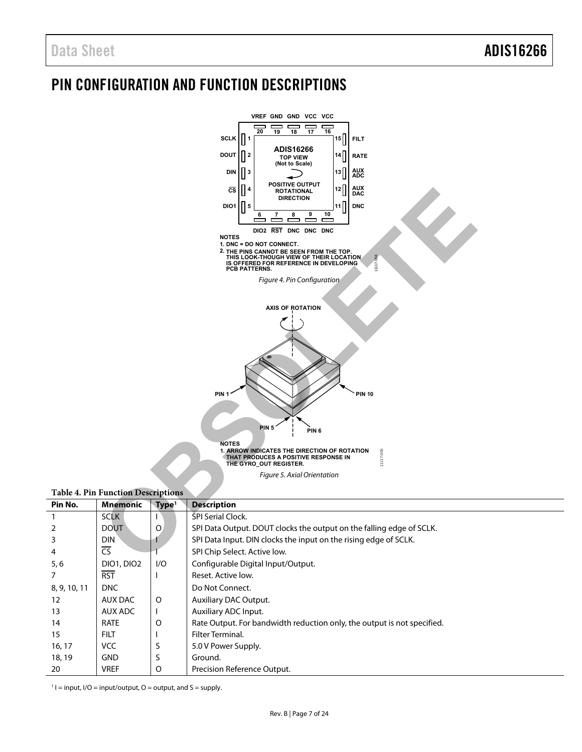# PIN CONFIGURATION AND FUNCTION DESCRIPTIONS

NOTES
1. DNC = DO NOT CONNECT.
2. THE PINS CANNOT BE SEEN FROM THE TOP. THIS LOOK-THOUGH VIEW OF THEIR LOCATION IS OFFERED FOR REFERENCE IN DEVELOPING PCB PATTERNS.

*Figure 4. Pin Configuration*

NOTES
1. ARROW INDICATES THE DIRECTION OF ROTATION THAT PRODUCES A POSITIVE RESPONSE IN THE GYRO_OUT REGISTER.

*Figure 5. Axial Orientation*

**Table 4. Pin Function Descriptions**

| Pin No. | Mnemonic | Type[1] | Description |
| --- | --- | --- | --- |
| 1 | SCLK | I | SPI Serial Clock. |
| 2 | DOUT | O | SPI Data Output. DOUT clocks the output on the falling edge of SCLK. |
| 3 | DIN | I | SPI Data Input. DIN clocks the input on the rising edge of SCLK. |
| 4 | $\overline{CS}$ | I | SPI Chip Select. Active low. |
| 5, 6 | DIO1, DIO2 | I/O | Configurable Digital Input/Output. |
| 7 | $\overline{RST}$ | I | Reset. Active low. |
| 8, 9, 10, 11 | DNC | | Do Not Connect. |
| 12 | AUX DAC | O | Auxiliary DAC Output. |
| 13 | AUX ADC | I | Auxiliary ADC Input. |
| 14 | RATE | O | Rate Output. For bandwidth reduction only, the output is not specified. |
| 15 | FILT | I | Filter Terminal. |
| 16, 17 | VCC | S | 5.0 V Power Supply. |
| 18, 19 | GND | S | Ground. |
| 20 | VREF | O | Precision Reference Output. |

[1] I = input, I/O = input/output, O = output, and S = supply.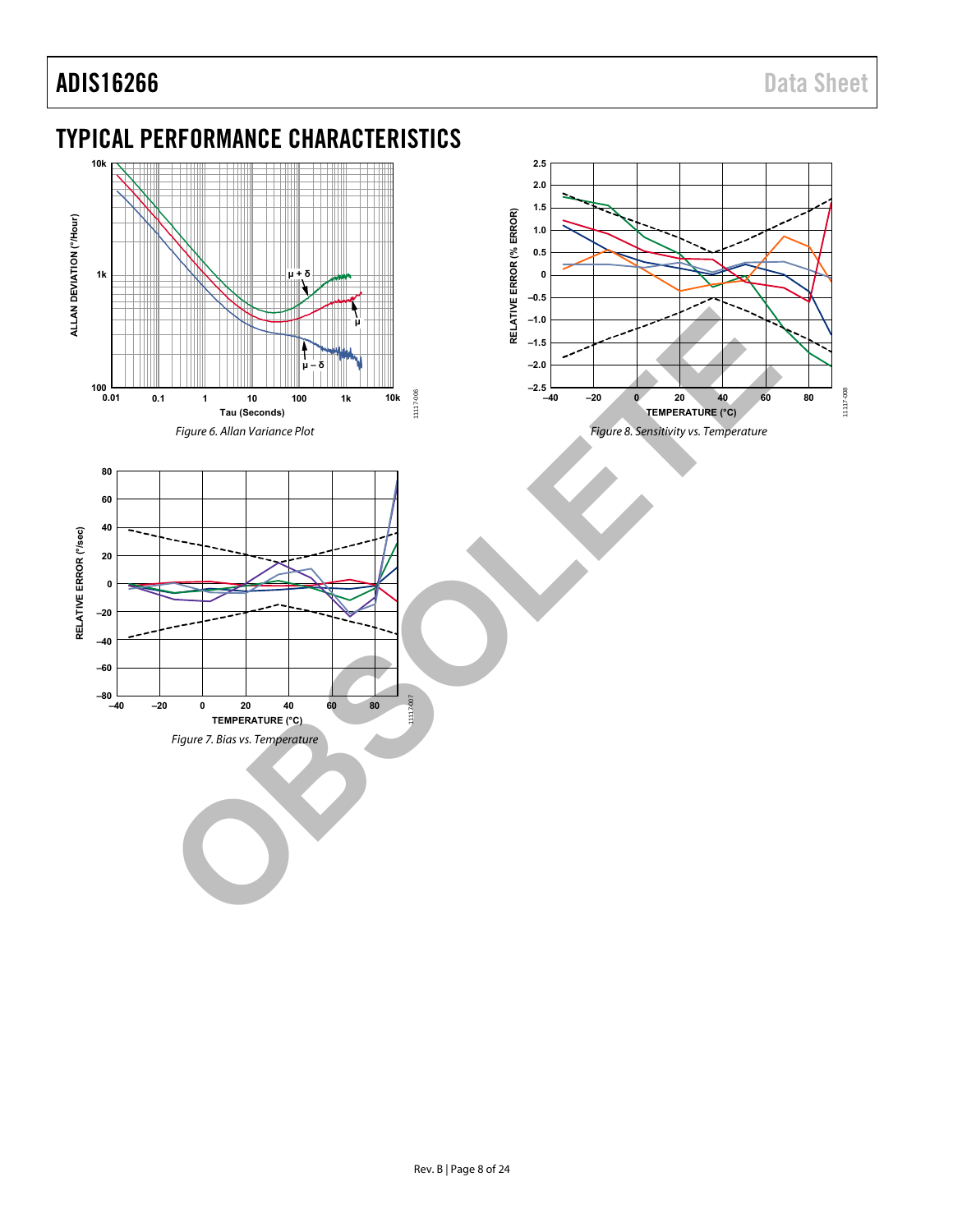## TYPICAL PERFORMANCE CHARACTERISTICS

*Figure 6. Allan Variance Plot*

*Figure 7. Bias vs. Temperature*

*Figure 8. Sensitivity vs. Temperature*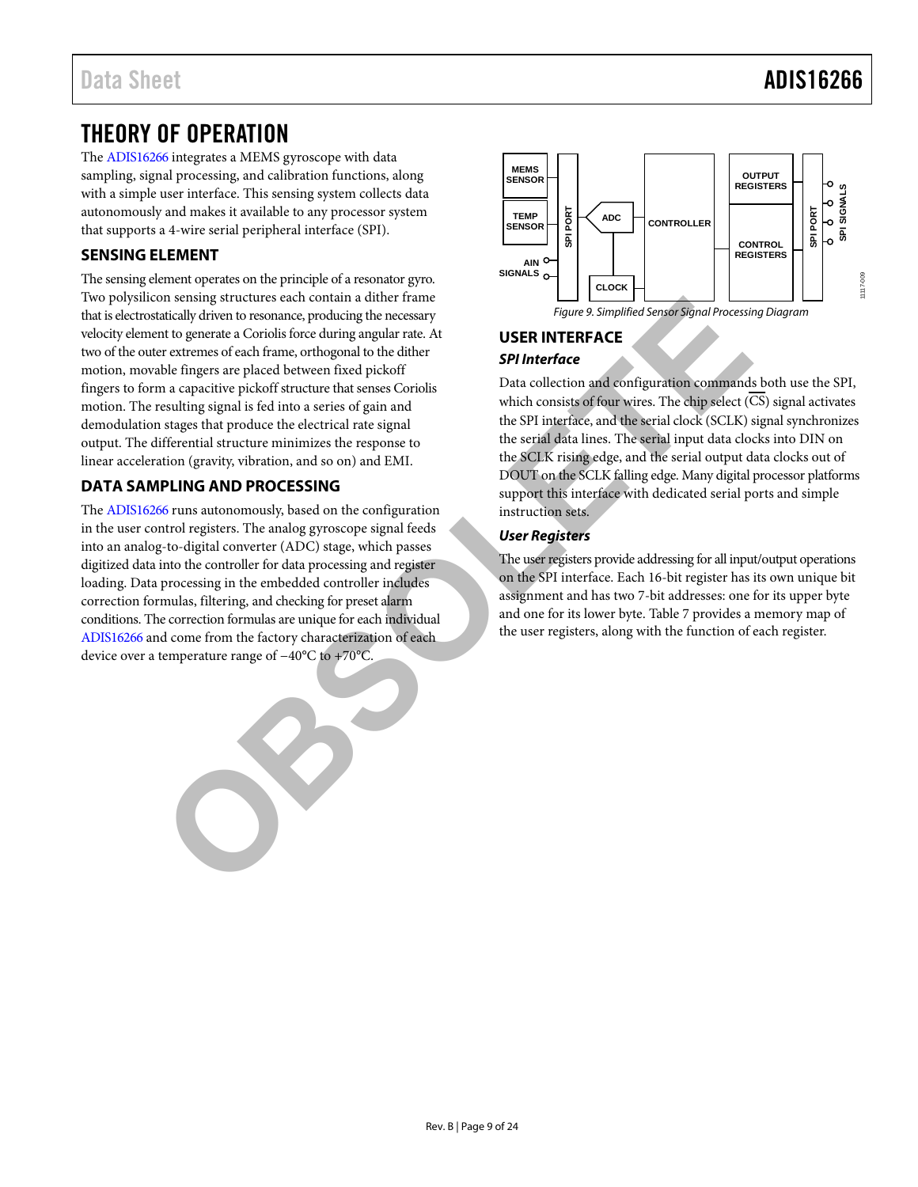# THEORY OF OPERATION

The ADIS16266 integrates a MEMS gyroscope with data sampling, signal processing, and calibration functions, along with a simple user interface. This sensing system collects data autonomously and makes it available to any processor system that supports a 4-wire serial peripheral interface (SPI).

## SENSING ELEMENT

The sensing element operates on the principle of a resonator gyro. Two polysilicon sensing structures each contain a dither frame that is electrostatically driven to resonance, producing the necessary velocity element to generate a Coriolis force during angular rate. At two of the outer extremes of each frame, orthogonal to the dither motion, movable fingers are placed between fixed pickoff fingers to form a capacitive pickoff structure that senses Coriolis motion. The resulting signal is fed into a series of gain and demodulation stages that produce the electrical rate signal output. The differential structure minimizes the response to linear acceleration (gravity, vibration, and so on) and EMI.

## DATA SAMPLING AND PROCESSING

The ADIS16266 runs autonomously, based on the configuration in the user control registers. The analog gyroscope signal feeds into an analog-to-digital converter (ADC) stage, which passes digitized data into the controller for data processing and register loading. Data processing in the embedded controller includes correction formulas, filtering, and checking for preset alarm conditions. The correction formulas are unique for each individual ADIS16266 and come from the factory characterization of each device over a temperature range of −40°C to +70°C.

*Figure 9. Simplified Sensor Signal Processing Diagram*

## USER INTERFACE

### SPI Interface

Data collection and configuration commands both use the SPI, which consists of four wires. The chip select ($\overline{CS}$) signal activates the SPI interface, and the serial clock (SCLK) signal synchronizes the serial data lines. The serial input data clocks into DIN on the SCLK rising edge, and the serial output data clocks out of DOUT on the SCLK falling edge. Many digital processor platforms support this interface with dedicated serial ports and simple instruction sets.

### User Registers

The user registers provide addressing for all input/output operations on the SPI interface. Each 16-bit register has its own unique bit assignment and has two 7-bit addresses: one for its upper byte and one for its lower byte. Table 7 provides a memory map of the user registers, along with the function of each register.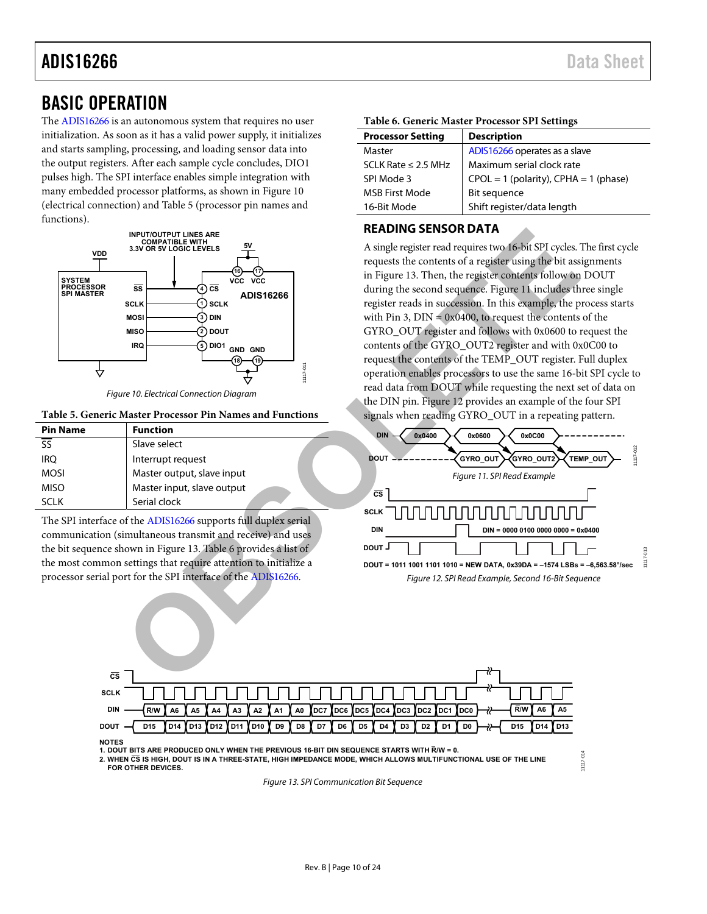## BASIC OPERATION

The ADIS16266 is an autonomous system that requires no user initialization. As soon as it has a valid power supply, it initializes and starts sampling, processing, and loading sensor data into the output registers. After each sample cycle concludes, DIO1 pulses high. The SPI interface enables simple integration with many embedded processor platforms, as shown in Figure 10 (electrical connection) and Table 5 (processor pin names and functions).

Figure 10. Electrical Connection Diagram

**Table 5. Generic Master Processor Pin Names and Functions**

| Pin Name | Function |
| --- | --- |
| $\overline{\text{SS}}$ | Slave select |
| IRQ | Interrupt request |
| MOSI | Master output, slave input |
| MISO | Master input, slave output |
| SCLK | Serial clock |

The SPI interface of the ADIS16266 supports full duplex serial communication (simultaneous transmit and receive) and uses the bit sequence shown in Figure 13. Table 6 provides a list of the most common settings that require attention to initialize a processor serial port for the SPI interface of the ADIS16266.

**Table 6. Generic Master Processor SPI Settings**

| Processor Setting | Description |
| --- | --- |
| Master | ADIS16266 operates as a slave |
| SCLK Rate ≤ 2.5 MHz | Maximum serial clock rate |
| SPI Mode 3 | CPOL = 1 (polarity), CPHA = 1 (phase) |
| MSB First Mode | Bit sequence |
| 16-Bit Mode | Shift register/data length |

### READING SENSOR DATA

A single register read requires two 16-bit SPI cycles. The first cycle requests the contents of a register using the bit assignments in Figure 13. Then, the register contents follow on DOUT during the second sequence. Figure 11 includes three single register reads in succession. In this example, the process starts with Pin 3, DIN = 0x0400, to request the contents of the GYRO_OUT register and follows with 0x0600 to request the contents of the GYRO_OUT2 register and with 0x0C00 to request the contents of the TEMP_OUT register. Full duplex operation enables processors to use the same 16-bit SPI cycle to read data from DOUT while requesting the next set of data on the DIN pin. Figure 12 provides an example of the four SPI signals when reading GYRO_OUT in a repeating pattern.

Figure 11. SPI Read Example

Figure 12. SPI Read Example, Second 16-Bit Sequence

NOTES
1. DOUT BITS ARE PRODUCED ONLY WHEN THE PREVIOUS 16-BIT DIN SEQUENCE STARTS WITH R̄/W = 0.
2. WHEN $\overline{\text{CS}}$ IS HIGH, DOUT IS IN A THREE-STATE, HIGH IMPEDANCE MODE, WHICH ALLOWS MULTIFUNCTIONAL USE OF THE LINE FOR OTHER DEVICES.

Figure 13. SPI Communication Bit Sequence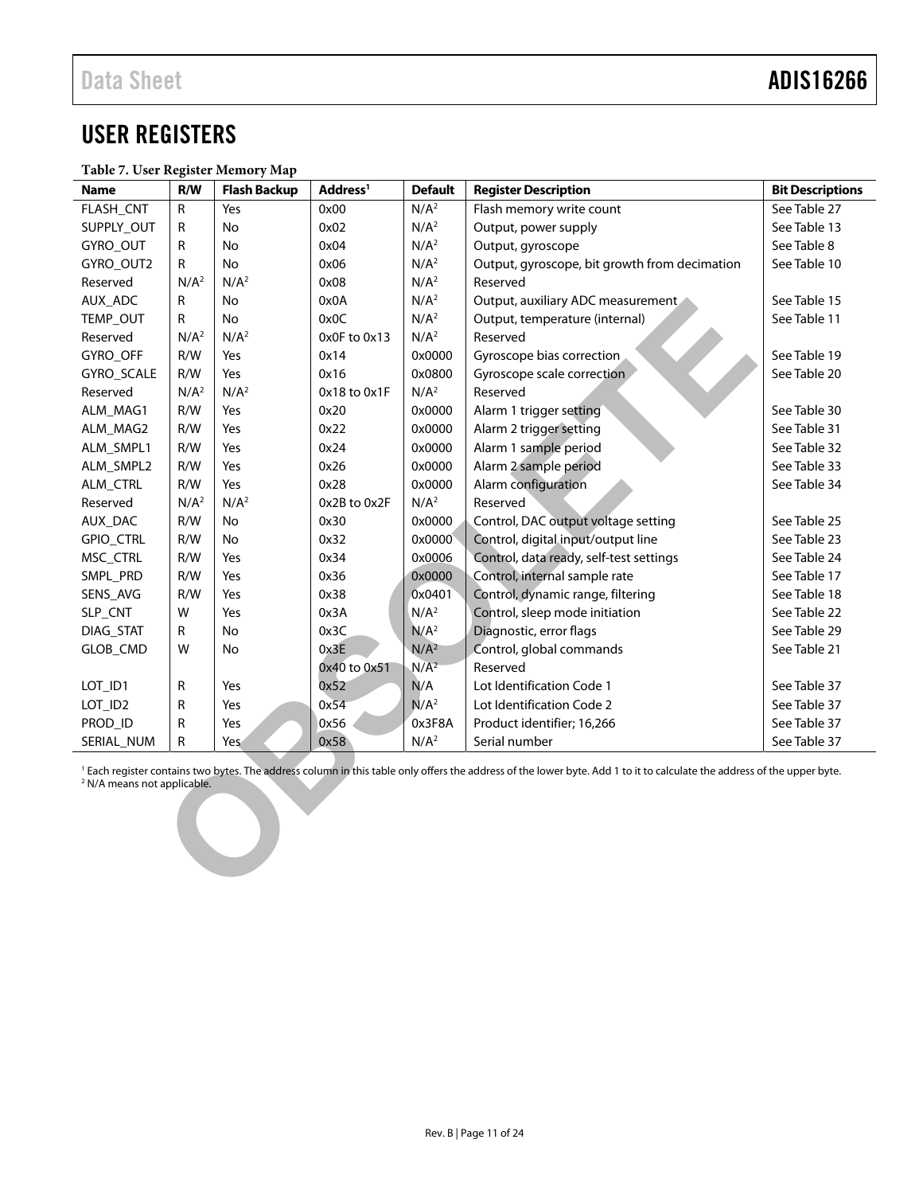# USER REGISTERS

**Table 7. User Register Memory Map**

| Name | R/W | Flash Backup | Address[1] | Default | Register Description | Bit Descriptions |
|---|---|---|---|---|---|---|
| FLASH_CNT | R | Yes | 0x00 | N/A[2] | Flash memory write count | See Table 27 |
| SUPPLY_OUT | R | No | 0x02 | N/A[2] | Output, power supply | See Table 13 |
| GYRO_OUT | R | No | 0x04 | N/A[2] | Output, gyroscope | See Table 8 |
| GYRO_OUT2 | R | No | 0x06 | N/A[2] | Output, gyroscope, bit growth from decimation | See Table 10 |
| Reserved | N/A[2] | N/A[2] | 0x08 | N/A[2] | Reserved | |
| AUX_ADC | R | No | 0x0A | N/A[2] | Output, auxiliary ADC measurement | See Table 15 |
| TEMP_OUT | R | No | 0x0C | N/A[2] | Output, temperature (internal) | See Table 11 |
| Reserved | N/A[2] | N/A[2] | 0x0F to 0x13 | N/A[2] | Reserved | |
| GYRO_OFF | R/W | Yes | 0x14 | 0x0000 | Gyroscope bias correction | See Table 19 |
| GYRO_SCALE | R/W | Yes | 0x16 | 0x0800 | Gyroscope scale correction | See Table 20 |
| Reserved | N/A[2] | N/A[2] | 0x18 to 0x1F | N/A[2] | Reserved | |
| ALM_MAG1 | R/W | Yes | 0x20 | 0x0000 | Alarm 1 trigger setting | See Table 30 |
| ALM_MAG2 | R/W | Yes | 0x22 | 0x0000 | Alarm 2 trigger setting | See Table 31 |
| ALM_SMPL1 | R/W | Yes | 0x24 | 0x0000 | Alarm 1 sample period | See Table 32 |
| ALM_SMPL2 | R/W | Yes | 0x26 | 0x0000 | Alarm 2 sample period | See Table 33 |
| ALM_CTRL | R/W | Yes | 0x28 | 0x0000 | Alarm configuration | See Table 34 |
| Reserved | N/A[2] | N/A[2] | 0x2B to 0x2F | N/A[2] | Reserved | |
| AUX_DAC | R/W | No | 0x30 | 0x0000 | Control, DAC output voltage setting | See Table 25 |
| GPIO_CTRL | R/W | No | 0x32 | 0x0000 | Control, digital input/output line | See Table 23 |
| MSC_CTRL | R/W | Yes | 0x34 | 0x0006 | Control, data ready, self-test settings | See Table 24 |
| SMPL_PRD | R/W | Yes | 0x36 | 0x0000 | Control, internal sample rate | See Table 17 |
| SENS_AVG | R/W | Yes | 0x38 | 0x0401 | Control, dynamic range, filtering | See Table 18 |
| SLP_CNT | W | Yes | 0x3A | N/A[2] | Control, sleep mode initiation | See Table 22 |
| DIAG_STAT | R | No | 0x3C | N/A[2] | Diagnostic, error flags | See Table 29 |
| GLOB_CMD | W | No | 0x3E | N/A[2] | Control, global commands | See Table 21 |
| | | | 0x40 to 0x51 | N/A[2] | Reserved | |
| LOT_ID1 | R | Yes | 0x52 | N/A | Lot Identification Code 1 | See Table 37 |
| LOT_ID2 | R | Yes | 0x54 | N/A[2] | Lot Identification Code 2 | See Table 37 |
| PROD_ID | R | Yes | 0x56 | 0x3F8A | Product identifier; 16,266 | See Table 37 |
| SERIAL_NUM | R | Yes | 0x58 | N/A[2] | Serial number | See Table 37 |

[1] Each register contains two bytes. The address column in this table only offers the address of the lower byte. Add 1 to it to calculate the address of the upper byte.
[2] N/A means not applicable.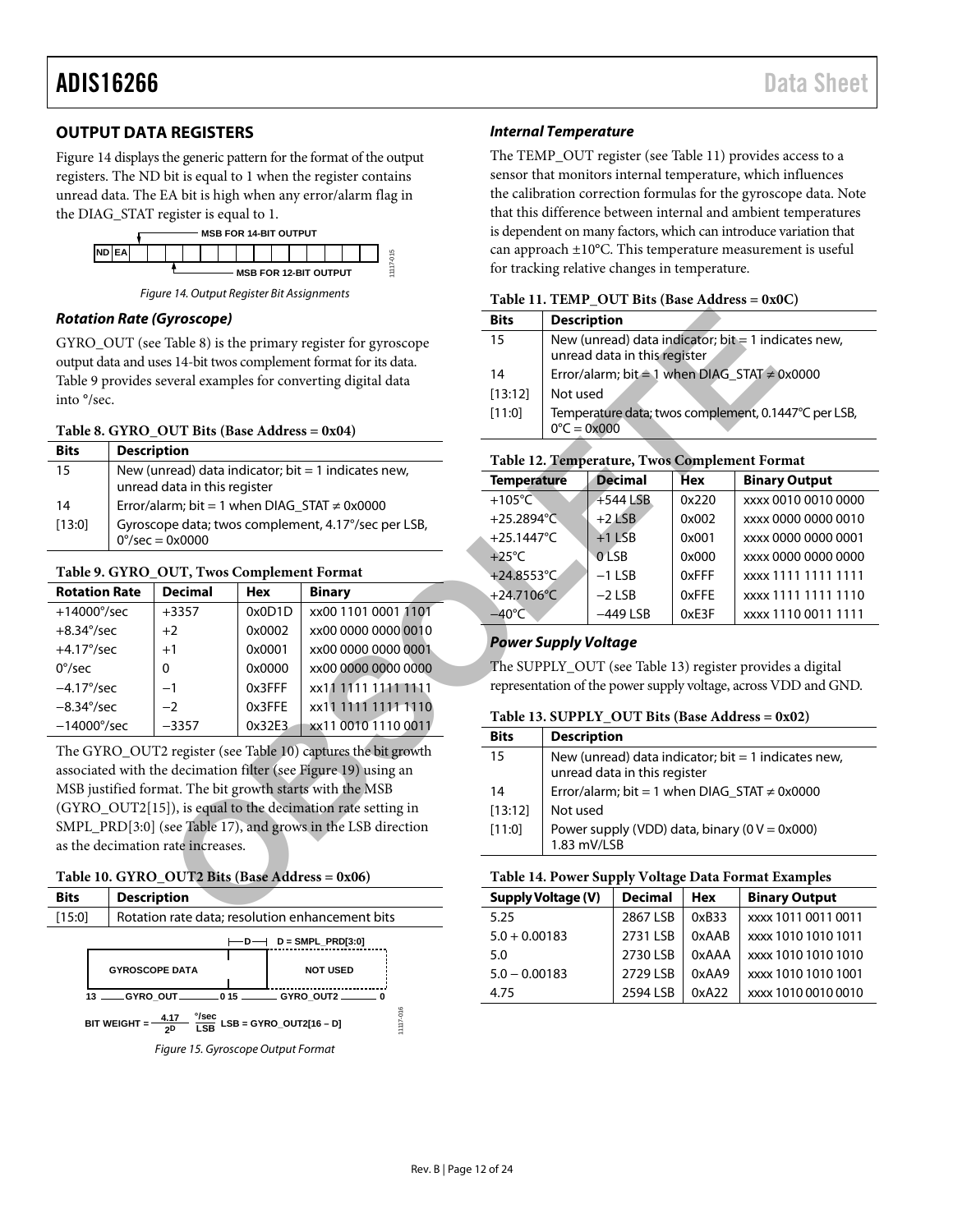## OUTPUT DATA REGISTERS

Figure 14 displays the generic pattern for the format of the output registers. The ND bit is equal to 1 when the register contains unread data. The EA bit is high when any error/alarm flag in the DIAG_STAT register is equal to 1.

Figure 14. Output Register Bit Assignments

### *Rotation Rate (Gyroscope)*

GYRO_OUT (see Table 8) is the primary register for gyroscope output data and uses 14-bit twos complement format for its data. Table 9 provides several examples for converting digital data into °/sec.

**Table 8. GYRO_OUT Bits (Base Address = 0x04)**

| Bits | Description |
|---|---|
| 15 | New (unread) data indicator; bit = 1 indicates new, unread data in this register |
| 14 | Error/alarm; bit = 1 when DIAG_STAT ≠ 0x0000 |
| [13:0] | Gyroscope data; twos complement, 4.17°/sec per LSB, 0°/sec = 0x0000 |

**Table 9. GYRO_OUT, Twos Complement Format**

| Rotation Rate | Decimal | Hex | Binary |
|---|---|---|---|
| +14000°/sec | +3357 | 0x0D1D | xx00 1101 0001 1101 |
| +8.34°/sec | +2 | 0x0002 | xx00 0000 0000 0010 |
| +4.17°/sec | +1 | 0x0001 | xx00 0000 0000 0001 |
| 0°/sec | 0 | 0x0000 | xx00 0000 0000 0000 |
| −4.17°/sec | −1 | 0x3FFF | xx11 1111 1111 1111 |
| −8.34°/sec | −2 | 0x3FFE | xx11 1111 1111 1110 |
| −14000°/sec | −3357 | 0x32E3 | xx11 0010 1110 0011 |

The GYRO_OUT2 register (see Table 10) captures the bit growth associated with the decimation filter (see Figure 19) using an MSB justified format. The bit growth starts with the MSB (GYRO_OUT2[15]), is equal to the decimation rate setting in SMPL_PRD[3:0] (see Table 17), and grows in the LSB direction as the decimation rate increases.

**Table 10. GYRO_OUT2 Bits (Base Address = 0x06)**

| Bits | Description |
|---|---|
| [15:0] | Rotation rate data; resolution enhancement bits |

$$\text{BIT WEIGHT} = \frac{4.17}{2^D} \frac{°/\text{sec}}{\text{LSB}} \quad \text{LSB} = \text{GYRO\_OUT2}[16 - D]$$

Figure 15. Gyroscope Output Format

### *Internal Temperature*

The TEMP_OUT register (see Table 11) provides access to a sensor that monitors internal temperature, which influences the calibration correction formulas for the gyroscope data. Note that this difference between internal and ambient temperatures is dependent on many factors, which can introduce variation that can approach ±10°C. This temperature measurement is useful for tracking relative changes in temperature.

**Table 11. TEMP_OUT Bits (Base Address = 0x0C)**

| Bits | Description |
|---|---|
| 15 | New (unread) data indicator; bit = 1 indicates new, unread data in this register |
| 14 | Error/alarm; bit = 1 when DIAG_STAT ≠ 0x0000 |
| [13:12] | Not used |
| [11:0] | Temperature data; twos complement, 0.1447°C per LSB, 0°C = 0x000 |

**Table 12. Temperature, Twos Complement Format**

| Temperature | Decimal | Hex | Binary Output |
|---|---|---|---|
| +105°C | +544 LSB | 0x220 | xxxx 0010 0010 0000 |
| +25.2894°C | +2 LSB | 0x002 | xxxx 0000 0000 0010 |
| +25.1447°C | +1 LSB | 0x001 | xxxx 0000 0000 0001 |
| +25°C | 0 LSB | 0x000 | xxxx 0000 0000 0000 |
| +24.8553°C | −1 LSB | 0xFFF | xxxx 1111 1111 1111 |
| +24.7106°C | −2 LSB | 0xFFE | xxxx 1111 1111 1110 |
| −40°C | −449 LSB | 0xE3F | xxxx 1110 0011 1111 |

### *Power Supply Voltage*

The SUPPLY_OUT (see Table 13) register provides a digital representation of the power supply voltage, across VDD and GND.

**Table 13. SUPPLY_OUT Bits (Base Address = 0x02)**

| Bits | Description |
|---|---|
| 15 | New (unread) data indicator; bit = 1 indicates new, unread data in this register |
| 14 | Error/alarm; bit = 1 when DIAG_STAT ≠ 0x0000 |
| [13:12] | Not used |
| [11:0] | Power supply (VDD) data, binary (0 V = 0x000) 1.83 mV/LSB |

**Table 14. Power Supply Voltage Data Format Examples**

| Supply Voltage (V) | Decimal | Hex | Binary Output |
|---|---|---|---|
| 5.25 | 2867 LSB | 0xB33 | xxxx 1011 0011 0011 |
| 5.0 + 0.00183 | 2731 LSB | 0xAAB | xxxx 1010 1010 1011 |
| 5.0 | 2730 LSB | 0xAAA | xxxx 1010 1010 1010 |
| 5.0 − 0.00183 | 2729 LSB | 0xAA9 | xxxx 1010 1010 1001 |
| 4.75 | 2594 LSB | 0xA22 | xxxx 1010 0010 0010 |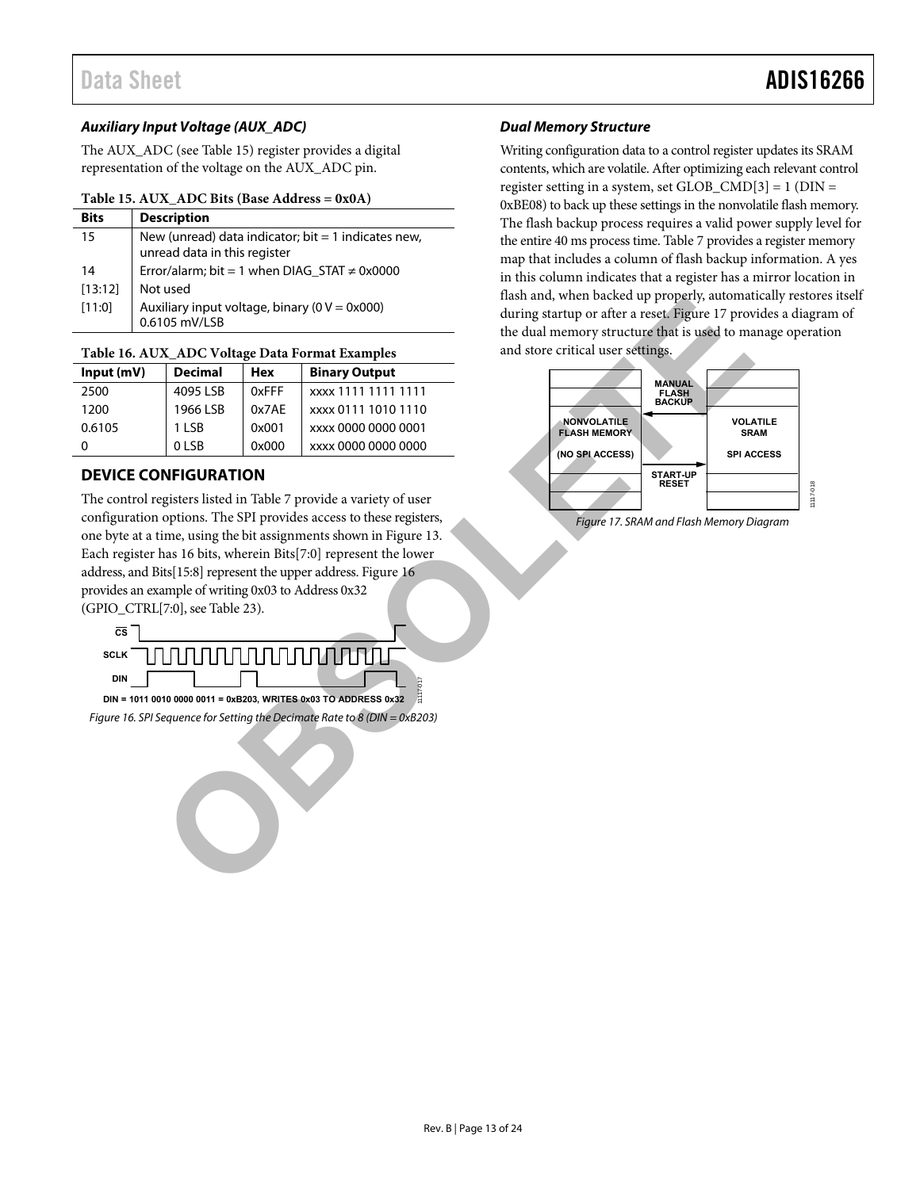### *Auxiliary Input Voltage (AUX_ADC)*

The AUX_ADC (see Table 15) register provides a digital representation of the voltage on the AUX_ADC pin.

**Table 15. AUX_ADC Bits (Base Address = 0x0A)**

| Bits | Description |
|---|---|
| 15 | New (unread) data indicator; bit = 1 indicates new, unread data in this register |
| 14 | Error/alarm; bit = 1 when DIAG_STAT ≠ 0x0000 |
| [13:12] | Not used |
| [11:0] | Auxiliary input voltage, binary (0 V = 0x000) 0.6105 mV/LSB |

**Table 16. AUX_ADC Voltage Data Format Examples**

| Input (mV) | Decimal | Hex | Binary Output |
|---|---|---|---|
| 2500 | 4095 LSB | 0xFFF | xxxx 1111 1111 1111 |
| 1200 | 1966 LSB | 0x7AE | xxxx 0111 1010 1110 |
| 0.6105 | 1 LSB | 0x001 | xxxx 0000 0000 0001 |
| 0 | 0 LSB | 0x000 | xxxx 0000 0000 0000 |

## DEVICE CONFIGURATION

The control registers listed in Table 7 provide a variety of user configuration options. The SPI provides access to these registers, one byte at a time, using the bit assignments shown in Figure 13. Each register has 16 bits, wherein Bits[7:0] represent the lower address, and Bits[15:8] represent the upper address. Figure 16 provides an example of writing 0x03 to Address 0x32 (GPIO_CTRL[7:0], see Table 23).

DIN = 1011 0010 0000 0011 = 0xB203, WRITES 0x03 TO ADDRESS 0x32

*Figure 16. SPI Sequence for Setting the Decimate Rate to 8 (DIN = 0xB203)*

### *Dual Memory Structure*

Writing configuration data to a control register updates its SRAM contents, which are volatile. After optimizing each relevant control register setting in a system, set GLOB_CMD[3] = 1 (DIN = 0xBE08) to back up these settings in the nonvolatile flash memory. The flash backup process requires a valid power supply level for the entire 40 ms process time. Table 7 provides a register memory map that includes a column of flash backup information. A yes in this column indicates that a register has a mirror location in flash and, when backed up properly, automatically restores itself during startup or after a reset. Figure 17 provides a diagram of the dual memory structure that is used to manage operation and store critical user settings.

*Figure 17. SRAM and Flash Memory Diagram*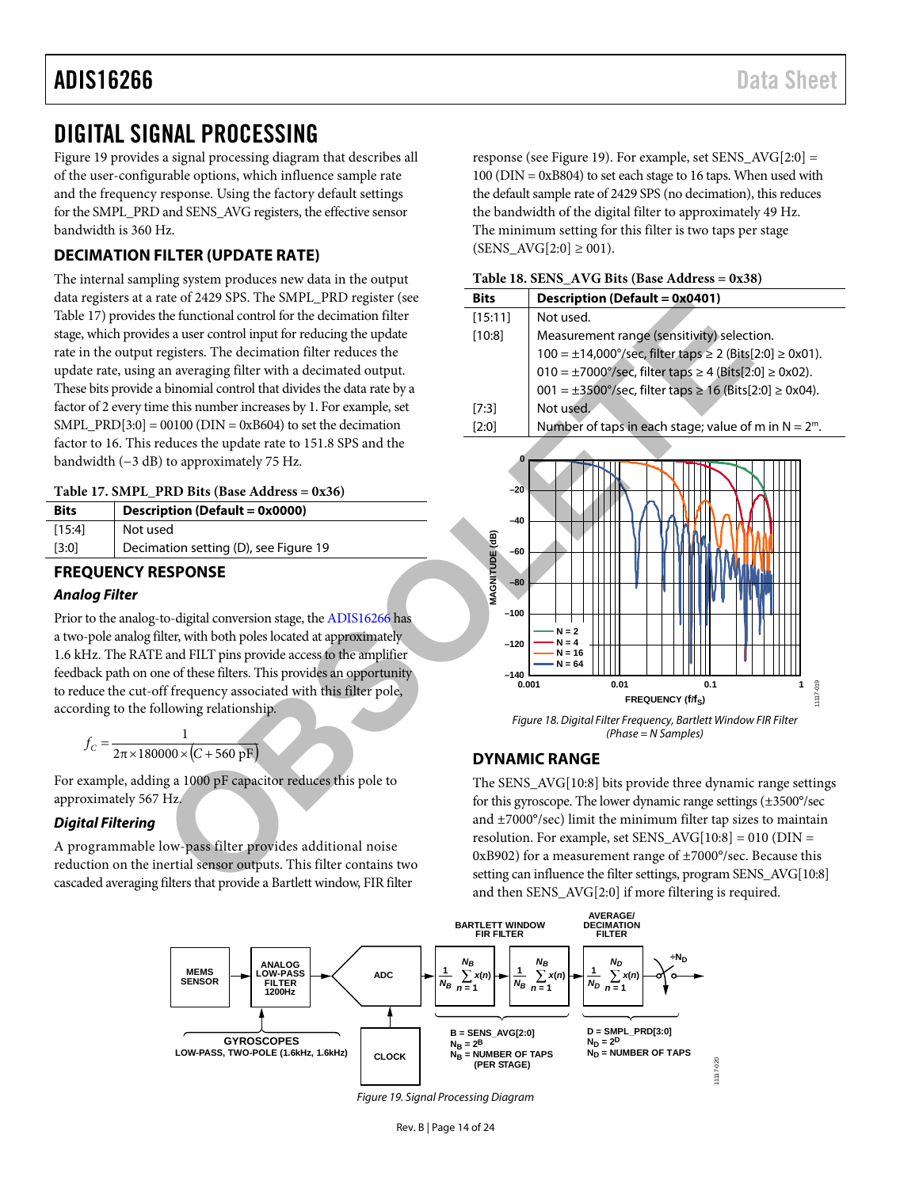# DIGITAL SIGNAL PROCESSING

Figure 19 provides a signal processing diagram that describes all of the user-configurable options, which influence sample rate and the frequency response. Using the factory default settings for the SMPL_PRD and SENS_AVG registers, the effective sensor bandwidth is 360 Hz.

## DECIMATION FILTER (UPDATE RATE)

The internal sampling system produces new data in the output data registers at a rate of 2429 SPS. The SMPL_PRD register (see Table 17) provides the functional control for the decimation filter stage, which provides a user control input for reducing the update rate in the output registers. The decimation filter reduces the update rate, using an averaging filter with a decimated output. These bits provide a binomial control that divides the data rate by a factor of 2 every time this number increases by 1. For example, set SMPL_PRD[3:0] = 00100 (DIN = 0xB604) to set the decimation factor to 16. This reduces the update rate to 151.8 SPS and the bandwidth (−3 dB) to approximately 75 Hz.

**Table 17. SMPL_PRD Bits (Base Address = 0x36)**

| Bits | Description (Default = 0x0000) |
|---|---|
| [15:4] | Not used |
| [3:0] | Decimation setting (D), see Figure 19 |

## FREQUENCY RESPONSE

### Analog Filter

Prior to the analog-to-digital conversion stage, the ADIS16266 has a two-pole analog filter, with both poles located at approximately 1.6 kHz. The RATE and FILT pins provide access to the amplifier feedback path on one of these filters. This provides an opportunity to reduce the cut-off frequency associated with this filter pole, according to the following relationship.

$$f_C = \frac{1}{2\pi \times 180000 \times (C + 560\ \text{pF})}$$

For example, adding a 1000 pF capacitor reduces this pole to approximately 567 Hz.

### Digital Filtering

A programmable low-pass filter provides additional noise reduction on the inertial sensor outputs. This filter contains two cascaded averaging filters that provide a Bartlett window, FIR filter response (see Figure 19). For example, set SENS_AVG[2:0] = 100 (DIN = 0xB804) to set each stage to 16 taps. When used with the default sample rate of 2429 SPS (no decimation), this reduces the bandwidth of the digital filter to approximately 49 Hz. The minimum setting for this filter is two taps per stage (SENS_AVG[2:0] ≥ 001).

**Table 18. SENS_AVG Bits (Base Address = 0x38)**

| Bits | Description (Default = 0x0401) |
|---|---|
| [15:11] | Not used. |
| [10:8] | Measurement range (sensitivity) selection. |
| | 100 = ±14,000°/sec, filter taps ≥ 2 (Bits[2:0] ≥ 0x01). |
| | 010 = ±7000°/sec, filter taps ≥ 4 (Bits[2:0] ≥ 0x02). |
| | 001 = ±3500°/sec, filter taps ≥ 16 (Bits[2:0] ≥ 0x04). |
| [7:3] | Not used. |
| [2:0] | Number of taps in each stage; value of m in $N = 2^m$. |

Figure 18. Digital Filter Frequency, Bartlett Window FIR Filter (Phase = N Samples)

## DYNAMIC RANGE

The SENS_AVG[10:8] bits provide three dynamic range settings for this gyroscope. The lower dynamic range settings (±3500°/sec and ±7000°/sec) limit the minimum filter tap sizes to maintain resolution. For example, set SENS_AVG[10:8] = 010 (DIN = 0xB902) for a measurement range of ±7000°/sec. Because this setting can influence the filter settings, program SENS_AVG[10:8] and then SENS_AVG[2:0] if more filtering is required.

Figure 19. Signal Processing Diagram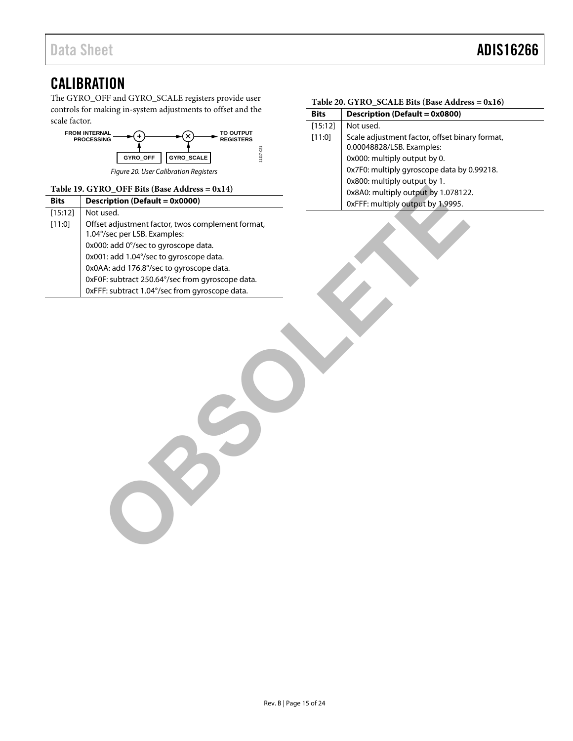## CALIBRATION

The GYRO_OFF and GYRO_SCALE registers provide user controls for making in-system adjustments to offset and the scale factor.

Figure 20. User Calibration Registers

**Table 19. GYRO_OFF Bits (Base Address = 0x14)**

| Bits | Description (Default = 0x0000) |
|---|---|
| [15:12] | Not used. |
| [11:0] | Offset adjustment factor, twos complement format, 1.04°/sec per LSB. Examples: |
| | 0x000: add 0°/sec to gyroscope data. |
| | 0x001: add 1.04°/sec to gyroscope data. |
| | 0x0AA: add 176.8°/sec to gyroscope data. |
| | 0xF0F: subtract 250.64°/sec from gyroscope data. |
| | 0xFFF: subtract 1.04°/sec from gyroscope data. |

**Table 20. GYRO_SCALE Bits (Base Address = 0x16)**

| Bits | Description (Default = 0x0800) |
|---|---|
| [15:12] | Not used. |
| [11:0] | Scale adjustment factor, offset binary format, 0.00048828/LSB. Examples: |
| | 0x000: multiply output by 0. |
| | 0x7F0: multiply gyroscope data by 0.99218. |
| | 0x800: multiply output by 1. |
| | 0x8A0: multiply output by 1.078122. |
| | 0xFFF: multiply output by 1.9995. |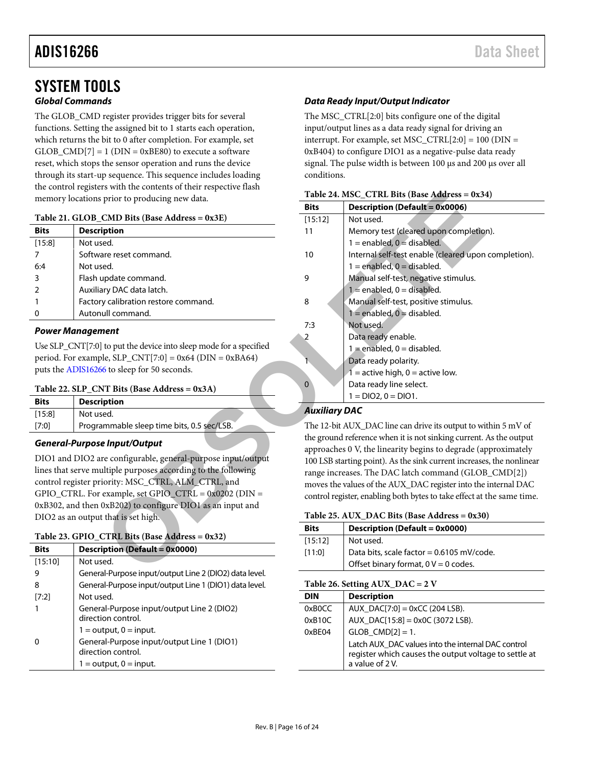# SYSTEM TOOLS

### Global Commands

The GLOB_CMD register provides trigger bits for several functions. Setting the assigned bit to 1 starts each operation, which returns the bit to 0 after completion. For example, set GLOB_CMD[7] = 1 (DIN = 0xBE80) to execute a software reset, which stops the sensor operation and runs the device through its start-up sequence. This sequence includes loading the control registers with the contents of their respective flash memory locations prior to producing new data.

**Table 21. GLOB_CMD Bits (Base Address = 0x3E)**

| Bits | Description |
|---|---|
| [15:8] | Not used. |
| 7 | Software reset command. |
| 6:4 | Not used. |
| 3 | Flash update command. |
| 2 | Auxiliary DAC data latch. |
| 1 | Factory calibration restore command. |
| 0 | Autonull command. |

### Power Management

Use SLP_CNT[7:0] to put the device into sleep mode for a specified period. For example, SLP_CNT[7:0] = 0x64 (DIN = 0xBA64) puts the ADIS16266 to sleep for 50 seconds.

**Table 22. SLP_CNT Bits (Base Address = 0x3A)**

| Bits | Description |
|---|---|
| [15:8] | Not used. |
| [7:0] | Programmable sleep time bits, 0.5 sec/LSB. |

### General-Purpose Input/Output

DIO1 and DIO2 are configurable, general-purpose input/output lines that serve multiple purposes according to the following control register priority: MSC_CTRL, ALM_CTRL, and GPIO_CTRL. For example, set GPIO_CTRL = 0x0202 (DIN = 0xB302, and then 0xB202) to configure DIO1 as an input and DIO2 as an output that is set high.

**Table 23. GPIO_CTRL Bits (Base Address = 0x32)**

| Bits | Description (Default = 0x0000) |
|---|---|
| [15:10] | Not used. |
| 9 | General-Purpose input/output Line 2 (DIO2) data level. |
| 8 | General-Purpose input/output Line 1 (DIO1) data level. |
| [7:2] | Not used. |
| 1 | General-Purpose input/output Line 2 (DIO2) direction control. |
| | 1 = output, 0 = input. |
| 0 | General-Purpose input/output Line 1 (DIO1) direction control. |
| | 1 = output, 0 = input. |

### Data Ready Input/Output Indicator

The MSC_CTRL[2:0] bits configure one of the digital input/output lines as a data ready signal for driving an interrupt. For example, set MSC_CTRL[2:0] = 100 (DIN = 0xB404) to configure DIO1 as a negative-pulse data ready signal. The pulse width is between 100 μs and 200 μs over all conditions.

**Table 24. MSC_CTRL Bits (Base Address = 0x34)**

| Bits | Description (Default = 0x0006) |
|---|---|
| [15:12] | Not used. |
| 11 | Memory test (cleared upon completion). |
| | 1 = enabled, 0 = disabled. |
| 10 | Internal self-test enable (cleared upon completion). |
| | 1 = enabled, 0 = disabled. |
| 9 | Manual self-test, negative stimulus. |
| | 1 = enabled, 0 = disabled. |
| 8 | Manual self-test, positive stimulus. |
| | 1 = enabled, 0 = disabled. |
| 7:3 | Not used. |
| 2 | Data ready enable. |
| | 1 = enabled, 0 = disabled. |
| 1 | Data ready polarity. |
| | 1 = active high, 0 = active low. |
| 0 | Data ready line select. |
| | 1 = DIO2, 0 = DIO1. |

### Auxiliary DAC

The 12-bit AUX_DAC line can drive its output to within 5 mV of the ground reference when it is not sinking current. As the output approaches 0 V, the linearity begins to degrade (approximately 100 LSB starting point). As the sink current increases, the nonlinear range increases. The DAC latch command (GLOB_CMD[2]) moves the values of the AUX_DAC register into the internal DAC control register, enabling both bytes to take effect at the same time.

**Table 25. AUX_DAC Bits (Base Address = 0x30)**

| Bits | Description (Default = 0x0000) |
|---|---|
| [15:12] | Not used. |
| [11:0] | Data bits, scale factor = 0.6105 mV/code. |
| | Offset binary format, 0 V = 0 codes. |

**Table 26. Setting AUX_DAC = 2 V**

| DIN | Description |
|---|---|
| 0xB0CC | AUX_DAC[7:0] = 0xCC (204 LSB). |
| 0xB10C | AUX_DAC[15:8] = 0x0C (3072 LSB). |
| 0xBE04 | GLOB_CMD[2] = 1. |
| | Latch AUX_DAC values into the internal DAC control register which causes the output voltage to settle at a value of 2 V. |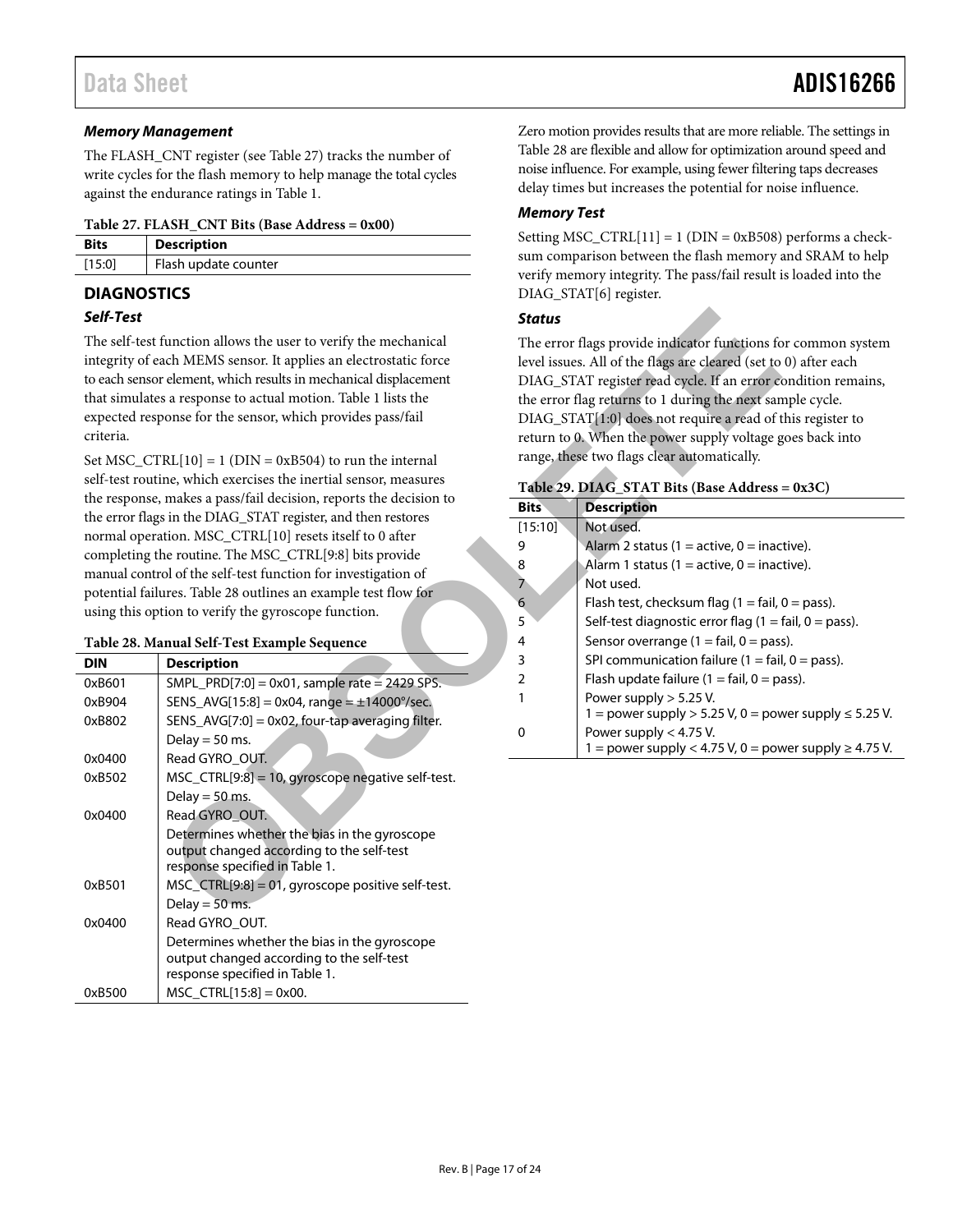### *Memory Management*

The FLASH_CNT register (see Table 27) tracks the number of write cycles for the flash memory to help manage the total cycles against the endurance ratings in Table 1.

**Table 27. FLASH_CNT Bits (Base Address = 0x00)**

| Bits | Description |
|---|---|
| [15:0] | Flash update counter |

## DIAGNOSTICS

### *Self-Test*

The self-test function allows the user to verify the mechanical integrity of each MEMS sensor. It applies an electrostatic force to each sensor element, which results in mechanical displacement that simulates a response to actual motion. Table 1 lists the expected response for the sensor, which provides pass/fail criteria.

Set MSC_CTRL[10] = 1 (DIN = 0xB504) to run the internal self-test routine, which exercises the inertial sensor, measures the response, makes a pass/fail decision, reports the decision to the error flags in the DIAG_STAT register, and then restores normal operation. MSC_CTRL[10] resets itself to 0 after completing the routine. The MSC_CTRL[9:8] bits provide manual control of the self-test function for investigation of potential failures. Table 28 outlines an example test flow for using this option to verify the gyroscope function.

**Table 28. Manual Self-Test Example Sequence**

| DIN | Description |
|---|---|
| 0xB601 | SMPL_PRD[7:0] = 0x01, sample rate = 2429 SPS. |
| 0xB904 | SENS_AVG[15:8] = 0x04, range = ±14000°/sec. |
| 0xB802 | SENS_AVG[7:0] = 0x02, four-tap averaging filter. |
| | Delay = 50 ms. |
| 0x0400 | Read GYRO_OUT. |
| 0xB502 | MSC_CTRL[9:8] = 10, gyroscope negative self-test. |
| | Delay = 50 ms. |
| 0x0400 | Read GYRO_OUT. |
| | Determines whether the bias in the gyroscope output changed according to the self-test response specified in Table 1. |
| 0xB501 | MSC_CTRL[9:8] = 01, gyroscope positive self-test. |
| | Delay = 50 ms. |
| 0x0400 | Read GYRO_OUT. |
| | Determines whether the bias in the gyroscope output changed according to the self-test response specified in Table 1. |
| 0xB500 | MSC_CTRL[15:8] = 0x00. |

Zero motion provides results that are more reliable. The settings in Table 28 are flexible and allow for optimization around speed and noise influence. For example, using fewer filtering taps decreases delay times but increases the potential for noise influence.

### *Memory Test*

Setting MSC_CTRL[11] = 1 (DIN = 0xB508) performs a checksum comparison between the flash memory and SRAM to help verify memory integrity. The pass/fail result is loaded into the DIAG_STAT[6] register.

### *Status*

The error flags provide indicator functions for common system level issues. All of the flags are cleared (set to 0) after each DIAG_STAT register read cycle. If an error condition remains, the error flag returns to 1 during the next sample cycle. DIAG_STAT[1:0] does not require a read of this register to return to 0. When the power supply voltage goes back into range, these two flags clear automatically.

**Table 29. DIAG_STAT Bits (Base Address = 0x3C)**

| Bits | Description |
|---|---|
| [15:10] | Not used. |
| 9 | Alarm 2 status (1 = active, 0 = inactive). |
| 8 | Alarm 1 status (1 = active, 0 = inactive). |
| 7 | Not used. |
| 6 | Flash test, checksum flag (1 = fail, 0 = pass). |
| 5 | Self-test diagnostic error flag (1 = fail, 0 = pass). |
| 4 | Sensor overrange (1 = fail, 0 = pass). |
| 3 | SPI communication failure (1 = fail, 0 = pass). |
| 2 | Flash update failure (1 = fail, 0 = pass). |
| 1 | Power supply > 5.25 V.<br>1 = power supply > 5.25 V, 0 = power supply ≤ 5.25 V. |
| 0 | Power supply < 4.75 V.<br>1 = power supply < 4.75 V, 0 = power supply ≥ 4.75 V. |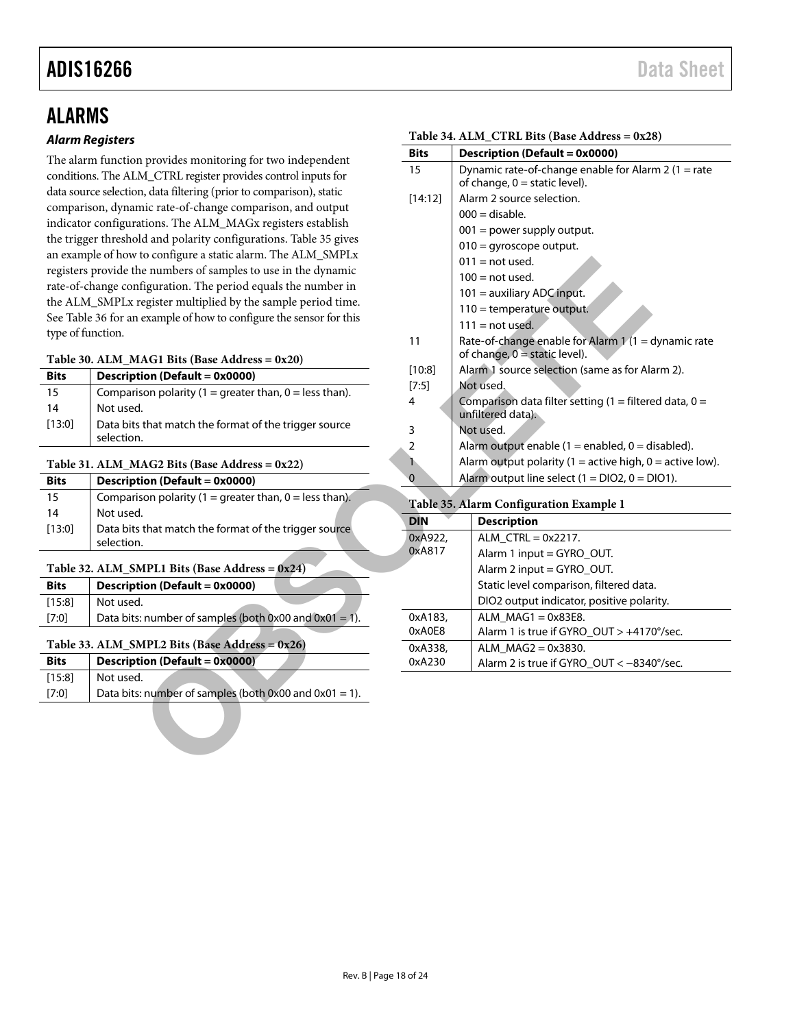## ALARMS

### *Alarm Registers*

The alarm function provides monitoring for two independent conditions. The ALM_CTRL register provides control inputs for data source selection, data filtering (prior to comparison), static comparison, dynamic rate-of-change comparison, and output indicator configurations. The ALM_MAGx registers establish the trigger threshold and polarity configurations. Table 35 gives an example of how to configure a static alarm. The ALM_SMPLx registers provide the numbers of samples to use in the dynamic rate-of-change configuration. The period equals the number in the ALM_SMPLx register multiplied by the sample period time. See Table 36 for an example of how to configure the sensor for this type of function.

**Table 30. ALM_MAG1 Bits (Base Address = 0x20)**

| Bits | Description (Default = 0x0000) |
|---|---|
| 15 | Comparison polarity (1 = greater than, 0 = less than). |
| 14 | Not used. |
| [13:0] | Data bits that match the format of the trigger source selection. |

**Table 31. ALM_MAG2 Bits (Base Address = 0x22)**

| Bits | Description (Default = 0x0000) |
|---|---|
| 15 | Comparison polarity (1 = greater than, 0 = less than). |
| 14 | Not used. |
| [13:0] | Data bits that match the format of the trigger source selection. |

**Table 32. ALM_SMPL1 Bits (Base Address = 0x24)**

| Bits | Description (Default = 0x0000) |
|---|---|
| [15:8] | Not used. |
| [7:0] | Data bits: number of samples (both 0x00 and 0x01 = 1). |

**Table 33. ALM_SMPL2 Bits (Base Address = 0x26)**

| Bits | Description (Default = 0x0000) |
|---|---|
| [15:8] | Not used. |
| [7:0] | Data bits: number of samples (both 0x00 and 0x01 = 1). |

**Table 34. ALM_CTRL Bits (Base Address = 0x28)**

| Bits | Description (Default = 0x0000) |
|---|---|
| 15 | Dynamic rate-of-change enable for Alarm 2 (1 = rate of change, 0 = static level). |
| [14:12] | Alarm 2 source selection. |
| | 000 = disable. |
| | 001 = power supply output. |
| | 010 = gyroscope output. |
| | 011 = not used. |
| | 100 = not used. |
| | 101 = auxiliary ADC input. |
| | 110 = temperature output. |
| | 111 = not used. |
| 11 | Rate-of-change enable for Alarm 1 (1 = dynamic rate of change, 0 = static level). |
| [10:8] | Alarm 1 source selection (same as for Alarm 2). |
| [7:5] | Not used. |
| 4 | Comparison data filter setting (1 = filtered data, 0 = unfiltered data). |
| 3 | Not used. |
| 2 | Alarm output enable (1 = enabled, 0 = disabled). |
| 1 | Alarm output polarity (1 = active high, 0 = active low). |
| 0 | Alarm output line select (1 = DIO2, 0 = DIO1). |

**Table 35. Alarm Configuration Example 1**

| DIN | Description |
|---|---|
| 0xA922, 0xA817 | ALM_CTRL = 0x2217. |
| | Alarm 1 input = GYRO_OUT. |
| | Alarm 2 input = GYRO_OUT. |
| | Static level comparison, filtered data. |
| | DIO2 output indicator, positive polarity. |
| 0xA183, 0xA0E8 | ALM_MAG1 = 0x83E8. Alarm 1 is true if GYRO_OUT > +4170°/sec. |
| 0xA338, 0xA230 | ALM_MAG2 = 0x3830. Alarm 2 is true if GYRO_OUT < −8340°/sec. |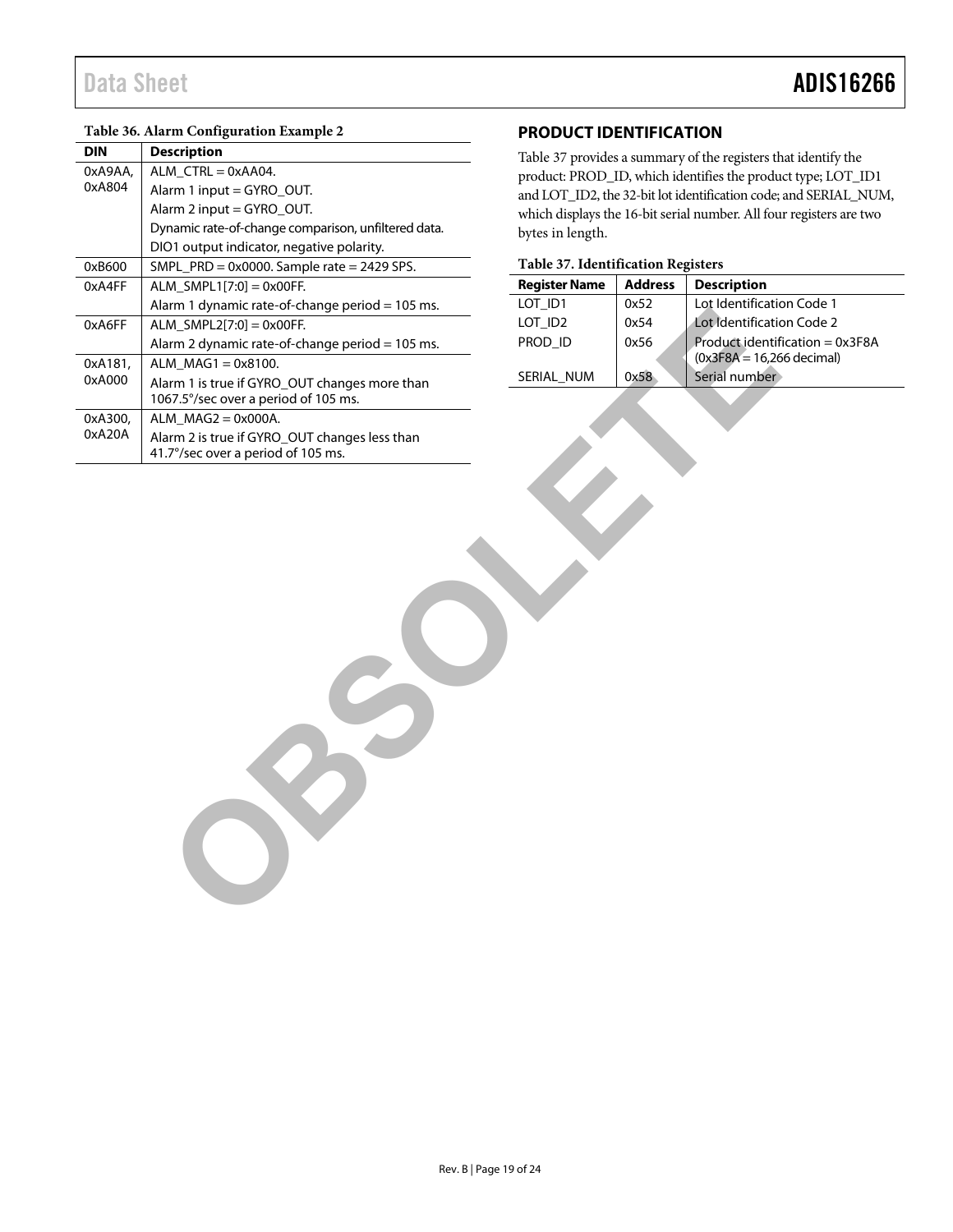**Table 36. Alarm Configuration Example 2**

| DIN | Description |
|---|---|
| 0xA9AA, 0xA804 | ALM_CTRL = 0xAA04.<br>Alarm 1 input = GYRO_OUT.<br>Alarm 2 input = GYRO_OUT.<br>Dynamic rate-of-change comparison, unfiltered data.<br>DIO1 output indicator, negative polarity. |
| 0xB600 | SMPL_PRD = 0x0000. Sample rate = 2429 SPS. |
| 0xA4FF | ALM_SMPL1[7:0] = 0x00FF.<br>Alarm 1 dynamic rate-of-change period = 105 ms. |
| 0xA6FF | ALM_SMPL2[7:0] = 0x00FF.<br>Alarm 2 dynamic rate-of-change period = 105 ms. |
| 0xA181, 0xA000 | ALM_MAG1 = 0x8100.<br>Alarm 1 is true if GYRO_OUT changes more than 1067.5°/sec over a period of 105 ms. |
| 0xA300, 0xA20A | ALM_MAG2 = 0x000A.<br>Alarm 2 is true if GYRO_OUT changes less than 41.7°/sec over a period of 105 ms. |

## PRODUCT IDENTIFICATION

Table 37 provides a summary of the registers that identify the product: PROD_ID, which identifies the product type; LOT_ID1 and LOT_ID2, the 32-bit lot identification code; and SERIAL_NUM, which displays the 16-bit serial number. All four registers are two bytes in length.

**Table 37. Identification Registers**

| Register Name | Address | Description |
|---|---|---|
| LOT_ID1 | 0x52 | Lot Identification Code 1 |
| LOT_ID2 | 0x54 | Lot Identification Code 2 |
| PROD_ID | 0x56 | Product identification = 0x3F8A (0x3F8A = 16,266 decimal) |
| SERIAL_NUM | 0x58 | Serial number |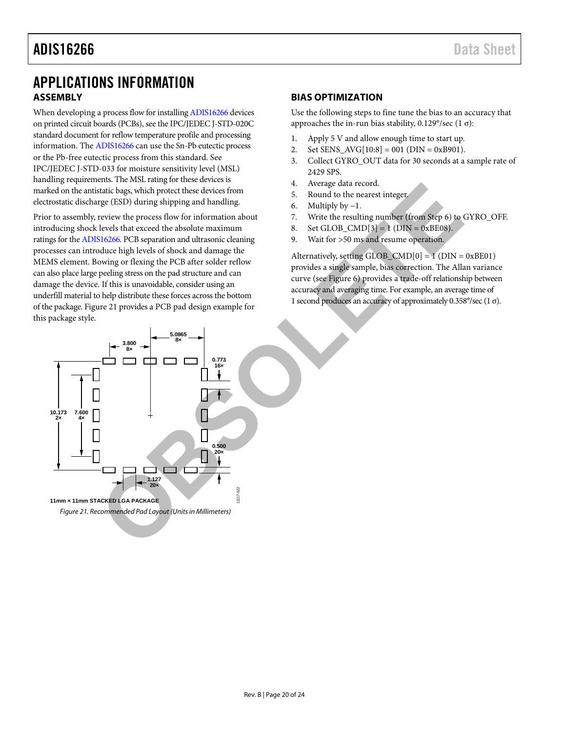# APPLICATIONS INFORMATION

## ASSEMBLY

When developing a process flow for installing ADIS16266 devices on printed circuit boards (PCBs), see the IPC/JEDEC J-STD-020C standard document for reflow temperature profile and processing information. The ADIS16266 can use the Sn-Pb eutectic process or the Pb-free eutectic process from this standard. See IPC/JEDEC J-STD-033 for moisture sensitivity level (MSL) handling requirements. The MSL rating for these devices is marked on the antistatic bags, which protect these devices from electrostatic discharge (ESD) during shipping and handling.

Prior to assembly, review the process flow for information about introducing shock levels that exceed the absolute maximum ratings for the ADIS16266. PCB separation and ultrasonic cleaning processes can introduce high levels of shock and damage the MEMS element. Bowing or flexing the PCB after solder reflow can also place large peeling stress on the pad structure and can damage the device. If this is unavoidable, consider using an underfill material to help distribute these forces across the bottom of the package. Figure 21 provides a PCB pad design example for this package style.

11mm × 11mm STACKED LGA PACKAGE

*Figure 21. Recommended Pad Layout (Units in Millimeters)*

## BIAS OPTIMIZATION

Use the following steps to fine tune the bias to an accuracy that approaches the in-run bias stability, 0.129°/sec (1 σ):

1. Apply 5 V and allow enough time to start up.
2. Set SENS_AVG[10:8] = 001 (DIN = 0xB901).
3. Collect GYRO_OUT data for 30 seconds at a sample rate of 2429 SPS.
4. Average data record.
5. Round to the nearest integer.
6. Multiply by −1.
7. Write the resulting number (from Step 6) to GYRO_OFF.
8. Set GLOB_CMD[3] = 1 (DIN = 0xBE08).
9. Wait for >50 ms and resume operation.

Alternatively, setting GLOB_CMD[0] = 1 (DIN = 0xBE01) provides a single sample, bias correction. The Allan variance curve (see Figure 6) provides a trade-off relationship between accuracy and averaging time. For example, an average time of 1 second produces an accuracy of approximately 0.358°/sec (1 σ).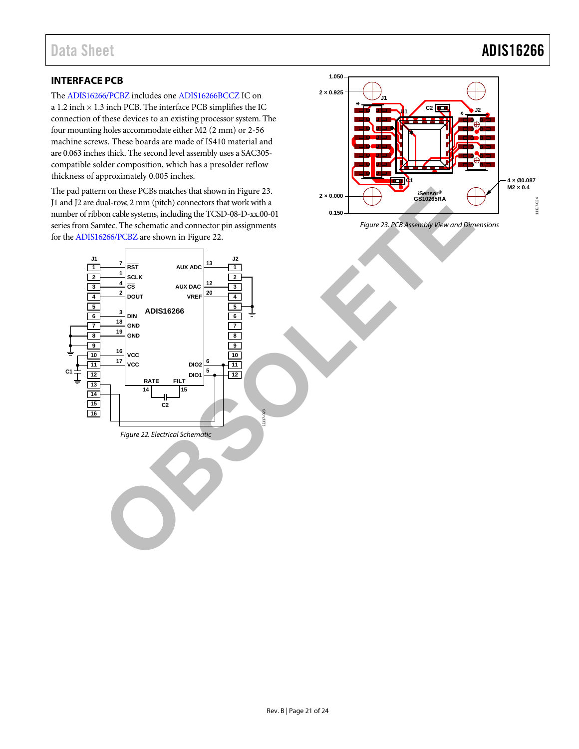## INTERFACE PCB

The ADIS16266/PCBZ includes one ADIS16266BCCZ IC on a 1.2 inch × 1.3 inch PCB. The interface PCB simplifies the IC connection of these devices to an existing processor system. The four mounting holes accommodate either M2 (2 mm) or 2-56 machine screws. These boards are made of IS410 material and are 0.063 inches thick. The second level assembly uses a SAC305-compatible solder composition, which has a presolder reflow thickness of approximately 0.005 inches.

The pad pattern on these PCBs matches that shown in Figure 23. J1 and J2 are dual-row, 2 mm (pitch) connectors that work with a number of ribbon cable systems, including the TCSD-08-D-xx.00-01 series from Samtec. The schematic and connector pin assignments for the ADIS16266/PCBZ are shown in Figure 22.

Figure 22. Electrical Schematic

Figure 23. PCB Assembly View and Dimensions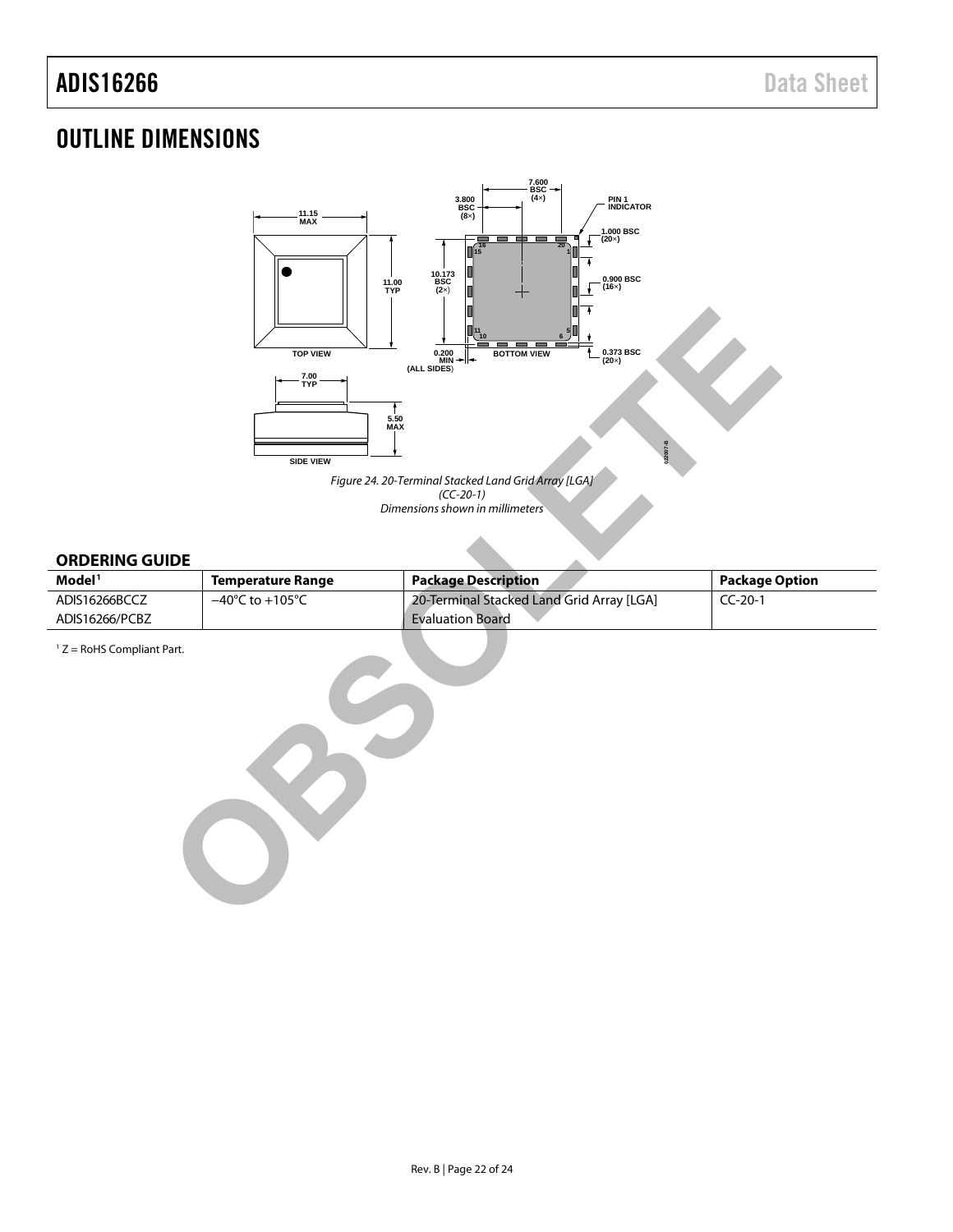# OUTLINE DIMENSIONS

*Figure 24. 20-Terminal Stacked Land Grid Array [LGA] (CC-20-1) Dimensions shown in millimeters*

## ORDERING GUIDE

| Model[1] | Temperature Range | Package Description | Package Option |
|---|---|---|---|
| ADIS16266BCCZ | −40°C to +105°C | 20-Terminal Stacked Land Grid Array [LGA] | CC-20-1 |
| ADIS16266/PCBZ | | Evaluation Board | |

[1] Z = RoHS Compliant Part.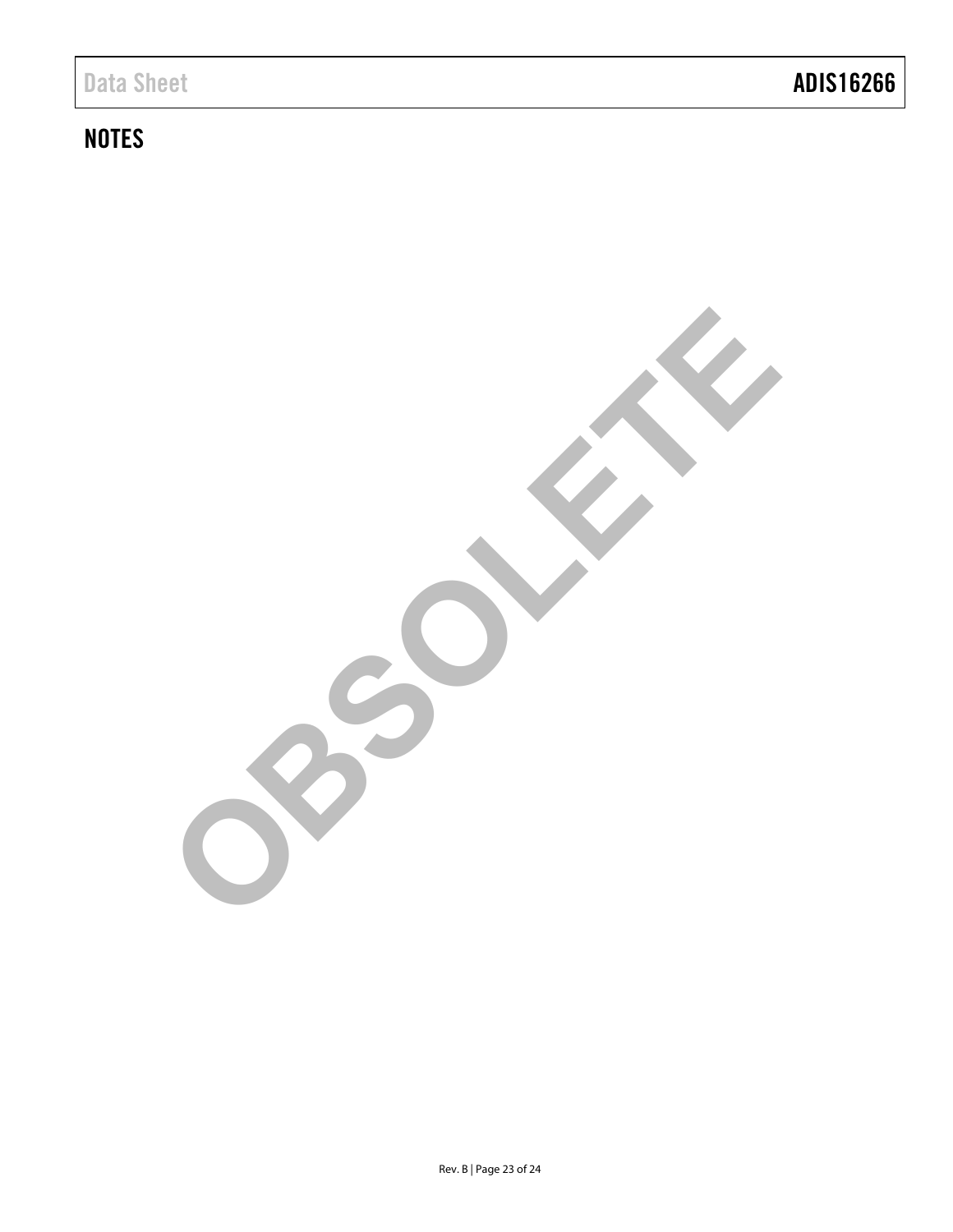## NOTES

OBSOLETE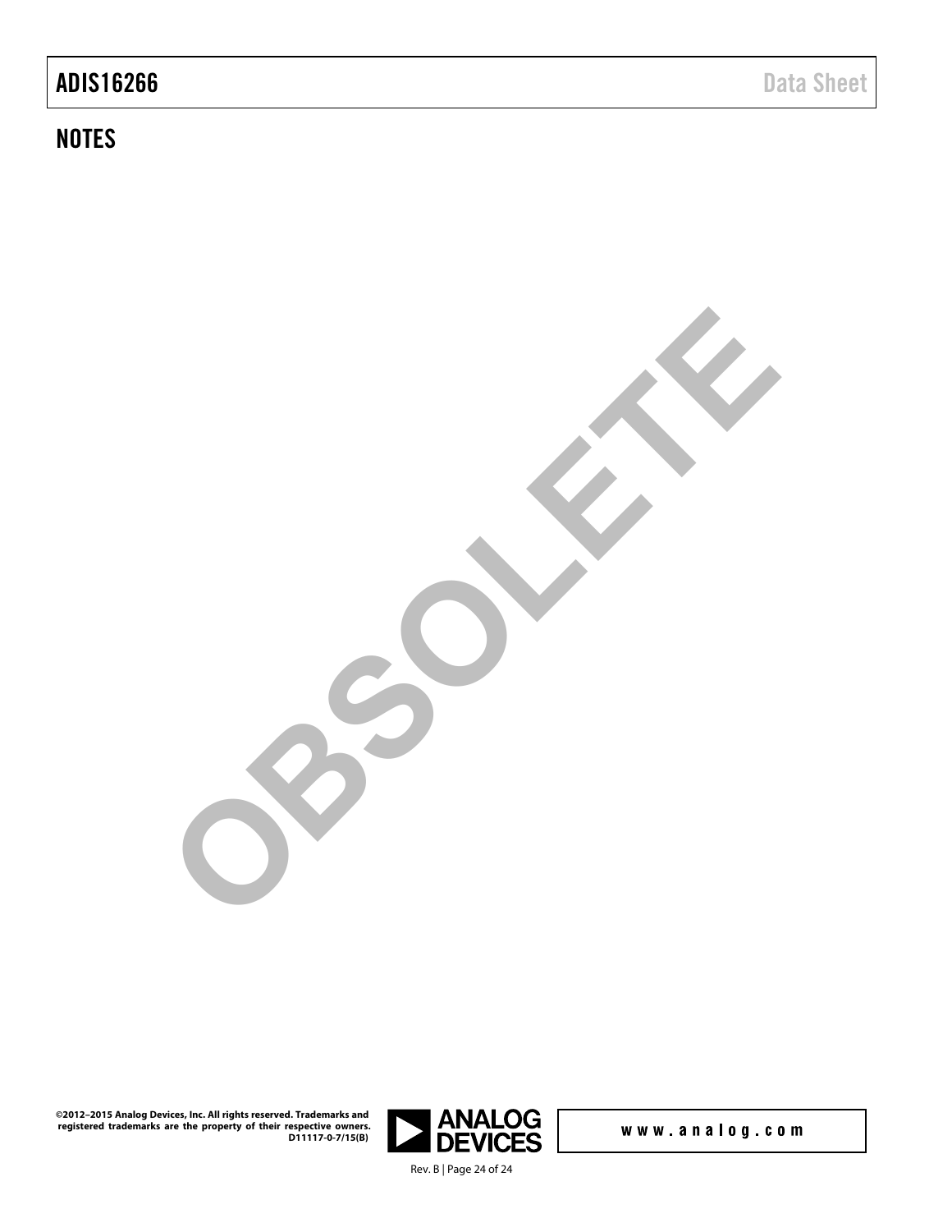## NOTES

OBSOLETE

©2012–2015 Analog Devices, Inc. All rights reserved. Trademarks and registered trademarks are the property of their respective owners.
D11117-0-7/15(B)

www.analog.com